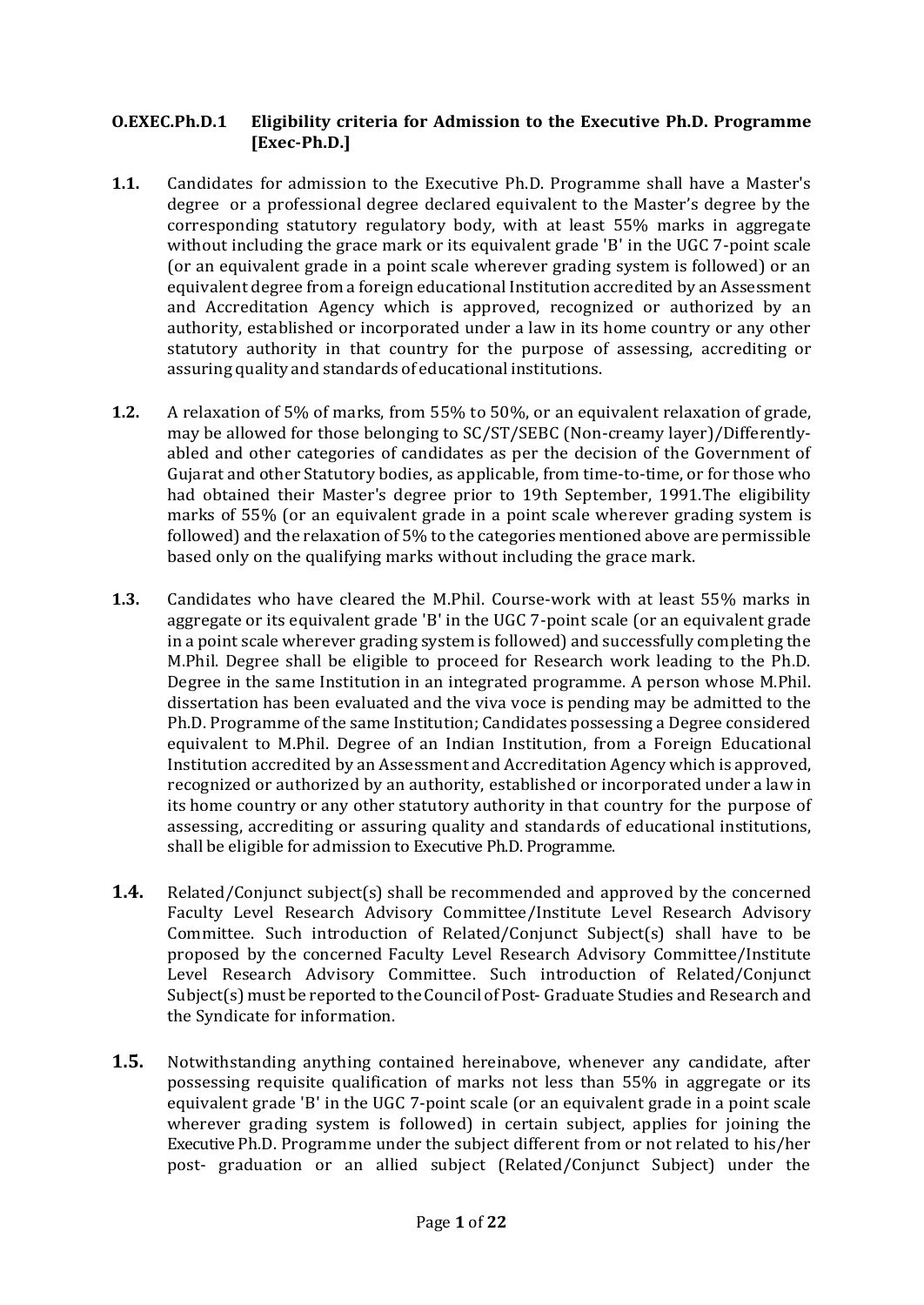**O.EXEC.Ph.D.1 Eligibility criteria for Admission to the Executive Ph.D. Programme [Exec-Ph.D.]**

**1.1.** Candidates for admission to the Executive Ph.D. Programme shall have a Master's degree or a professional degree declared equivalent to the Master's degree by the corresponding statutory regulatory body, with at least 55% marks in aggregate without including the grace mark or its equivalent grade 'B' in the UGC 7-point scale (or an equivalent grade in a point scale wherever grading system is followed) or an equivalent degree from a foreign educational Institution accredited by an Assessment and Accreditation Agency which is approved, recognized or authorized by an authority, established or incorporated under a law in its home country or any other statutory authority in that country for the purpose of assessing, accrediting or assuring quality and standards of educational institutions.

**1.2.** A relaxation of 5% of marks, from 55% to 50%, or an equivalent relaxation of grade, may be allowed for those belonging to SC/ST/SEBC (Non-creamy layer)/Differently-abled and other categories of candidates as per the decision of the Government of Gujarat and other Statutory bodies, as applicable, from time-to-time, or for those who had obtained their Master's degree prior to 19th September, 1991.The eligibility marks of 55% (or an equivalent grade in a point scale wherever grading system is followed) and the relaxation of 5% to the categories mentioned above are permissible based only on the qualifying marks without including the grace mark.

**1.3.** Candidates who have cleared the M.Phil. Course-work with at least 55% marks in aggregate or its equivalent grade 'B' in the UGC 7-point scale (or an equivalent grade in a point scale wherever grading system is followed) and successfully completing the M.Phil. Degree shall be eligible to proceed for Research work leading to the Ph.D. Degree in the same Institution in an integrated programme. A person whose M.Phil. dissertation has been evaluated and the viva voce is pending may be admitted to the Ph.D. Programme of the same Institution; Candidates possessing a Degree considered equivalent to M.Phil. Degree of an Indian Institution, from a Foreign Educational Institution accredited by an Assessment and Accreditation Agency which is approved, recognized or authorized by an authority, established or incorporated under a law in its home country or any other statutory authority in that country for the purpose of assessing, accrediting or assuring quality and standards of educational institutions, shall be eligible for admission to Executive Ph.D. Programme.

**1.4.** Related/Conjunct subject(s) shall be recommended and approved by the concerned Faculty Level Research Advisory Committee/Institute Level Research Advisory Committee. Such introduction of Related/Conjunct Subject(s) shall have to be proposed by the concerned Faculty Level Research Advisory Committee/Institute Level Research Advisory Committee. Such introduction of Related/Conjunct Subject(s) must be reported to the Council of Post- Graduate Studies and Research and the Syndicate for information.

**1.5.** Notwithstanding anything contained hereinabove, whenever any candidate, after possessing requisite qualification of marks not less than 55% in aggregate or its equivalent grade 'B' in the UGC 7-point scale (or an equivalent grade in a point scale wherever grading system is followed) in certain subject, applies for joining the Executive Ph.D. Programme under the subject different from or not related to his/her post- graduation or an allied subject (Related/Conjunct Subject) under the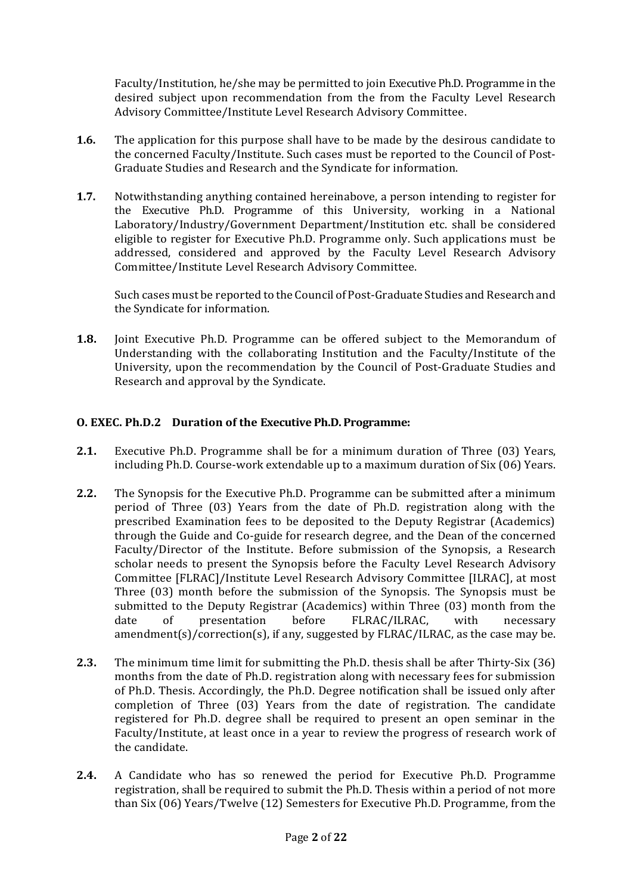Faculty/Institution, he/she may be permitted to join Executive Ph.D. Programme in the desired subject upon recommendation from the from the Faculty Level Research Advisory Committee/Institute Level Research Advisory Committee.

**1.6.** The application for this purpose shall have to be made by the desirous candidate to the concerned Faculty/Institute. Such cases must be reported to the Council of Post-Graduate Studies and Research and the Syndicate for information.

**1.7.** Notwithstanding anything contained hereinabove, a person intending to register for the Executive Ph.D. Programme of this University, working in a National Laboratory/Industry/Government Department/Institution etc. shall be considered eligible to register for Executive Ph.D. Programme only. Such applications must be addressed, considered and approved by the Faculty Level Research Advisory Committee/Institute Level Research Advisory Committee.

Such cases must be reported to the Council of Post-Graduate Studies and Research and the Syndicate for information.

**1.8.** Joint Executive Ph.D. Programme can be offered subject to the Memorandum of Understanding with the collaborating Institution and the Faculty/Institute of the University, upon the recommendation by the Council of Post-Graduate Studies and Research and approval by the Syndicate.

### O. EXEC. Ph.D.2 Duration of the Executive Ph.D. Programme:

**2.1.** Executive Ph.D. Programme shall be for a minimum duration of Three (03) Years, including Ph.D. Course-work extendable up to a maximum duration of Six (06) Years.

**2.2.** The Synopsis for the Executive Ph.D. Programme can be submitted after a minimum period of Three (03) Years from the date of Ph.D. registration along with the prescribed Examination fees to be deposited to the Deputy Registrar (Academics) through the Guide and Co-guide for research degree, and the Dean of the concerned Faculty/Director of the Institute. Before submission of the Synopsis, a Research scholar needs to present the Synopsis before the Faculty Level Research Advisory Committee [FLRAC]/Institute Level Research Advisory Committee [ILRAC], at most Three (03) month before the submission of the Synopsis. The Synopsis must be submitted to the Deputy Registrar (Academics) within Three (03) month from the date of presentation before FLRAC/ILRAC, with necessary amendment(s)/correction(s), if any, suggested by FLRAC/ILRAC, as the case may be.

**2.3.** The minimum time limit for submitting the Ph.D. thesis shall be after Thirty-Six (36) months from the date of Ph.D. registration along with necessary fees for submission of Ph.D. Thesis. Accordingly, the Ph.D. Degree notification shall be issued only after completion of Three (03) Years from the date of registration. The candidate registered for Ph.D. degree shall be required to present an open seminar in the Faculty/Institute, at least once in a year to review the progress of research work of the candidate.

**2.4.** A Candidate who has so renewed the period for Executive Ph.D. Programme registration, shall be required to submit the Ph.D. Thesis within a period of not more than Six (06) Years/Twelve (12) Semesters for Executive Ph.D. Programme, from the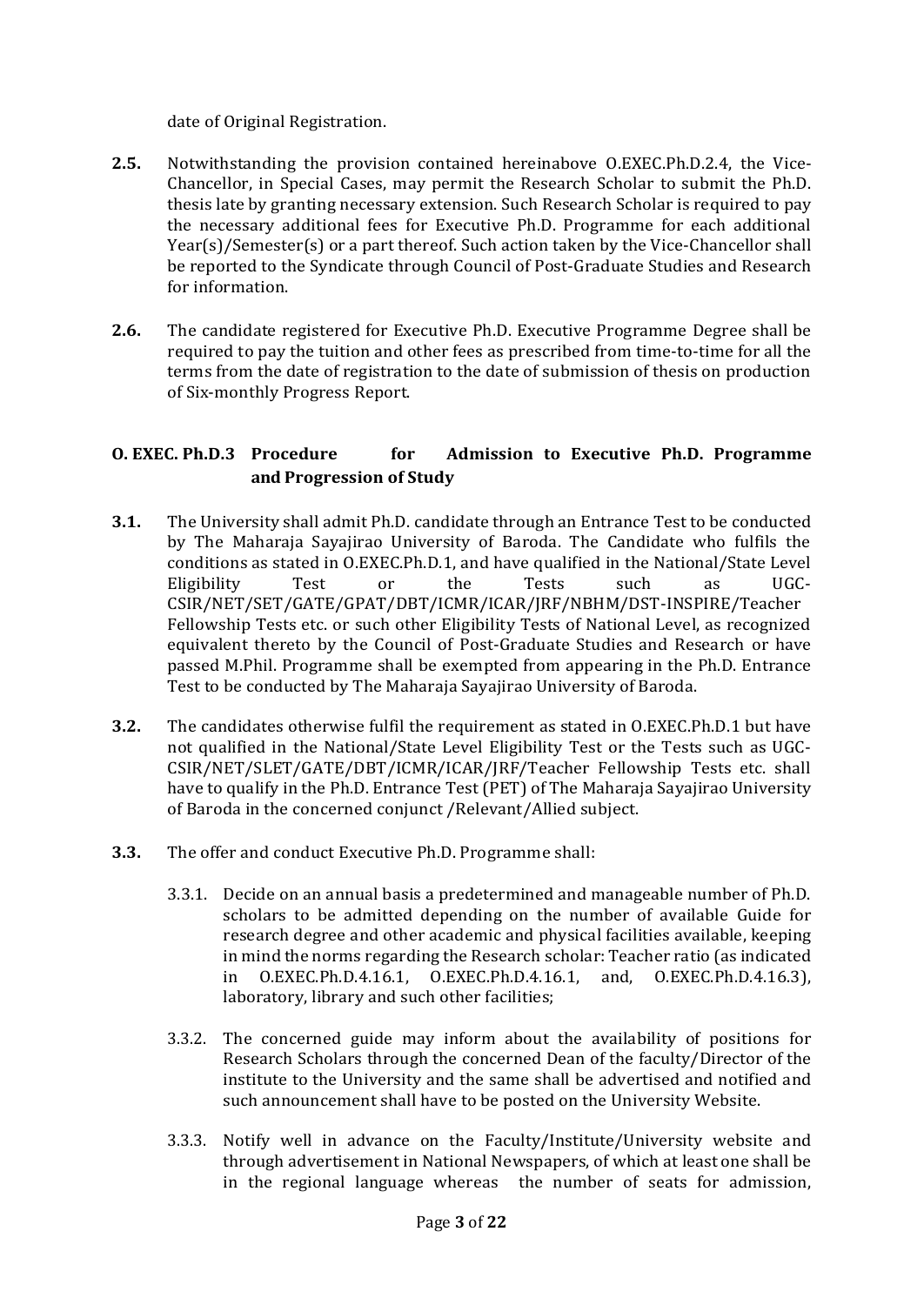date of Original Registration.

**2.5.** Notwithstanding the provision contained hereinabove O.EXEC.Ph.D.2.4, the Vice-Chancellor, in Special Cases, may permit the Research Scholar to submit the Ph.D. thesis late by granting necessary extension. Such Research Scholar is required to pay the necessary additional fees for Executive Ph.D. Programme for each additional Year(s)/Semester(s) or a part thereof. Such action taken by the Vice-Chancellor shall be reported to the Syndicate through Council of Post-Graduate Studies and Research for information.

**2.6.** The candidate registered for Executive Ph.D. Executive Programme Degree shall be required to pay the tuition and other fees as prescribed from time-to-time for all the terms from the date of registration to the date of submission of thesis on production of Six-monthly Progress Report.

## O. EXEC. Ph.D.3 Procedure for Admission to Executive Ph.D. Programme and Progression of Study

**3.1.** The University shall admit Ph.D. candidate through an Entrance Test to be conducted by The Maharaja Sayajirao University of Baroda. The Candidate who fulfils the conditions as stated in O.EXEC.Ph.D.1, and have qualified in the National/State Level Eligibility Test or the Tests such as UGC-CSIR/NET/SET/GATE/GPAT/DBT/ICMR/ICAR/JRF/NBHM/DST-INSPIRE/Teacher Fellowship Tests etc. or such other Eligibility Tests of National Level, as recognized equivalent thereto by the Council of Post-Graduate Studies and Research or have passed M.Phil. Programme shall be exempted from appearing in the Ph.D. Entrance Test to be conducted by The Maharaja Sayajirao University of Baroda.

**3.2.** The candidates otherwise fulfil the requirement as stated in O.EXEC.Ph.D.1 but have not qualified in the National/State Level Eligibility Test or the Tests such as UGC-CSIR/NET/SLET/GATE/DBT/ICMR/ICAR/JRF/Teacher Fellowship Tests etc. shall have to qualify in the Ph.D. Entrance Test (PET) of The Maharaja Sayajirao University of Baroda in the concerned conjunct /Relevant/Allied subject.

**3.3.** The offer and conduct Executive Ph.D. Programme shall:

3.3.1. Decide on an annual basis a predetermined and manageable number of Ph.D. scholars to be admitted depending on the number of available Guide for research degree and other academic and physical facilities available, keeping in mind the norms regarding the Research scholar: Teacher ratio (as indicated in O.EXEC.Ph.D.4.16.1, O.EXEC.Ph.D.4.16.1, and, O.EXEC.Ph.D.4.16.3), laboratory, library and such other facilities;

3.3.2. The concerned guide may inform about the availability of positions for Research Scholars through the concerned Dean of the faculty/Director of the institute to the University and the same shall be advertised and notified and such announcement shall have to be posted on the University Website.

3.3.3. Notify well in advance on the Faculty/Institute/University website and through advertisement in National Newspapers, of which at least one shall be in the regional language whereas the number of seats for admission,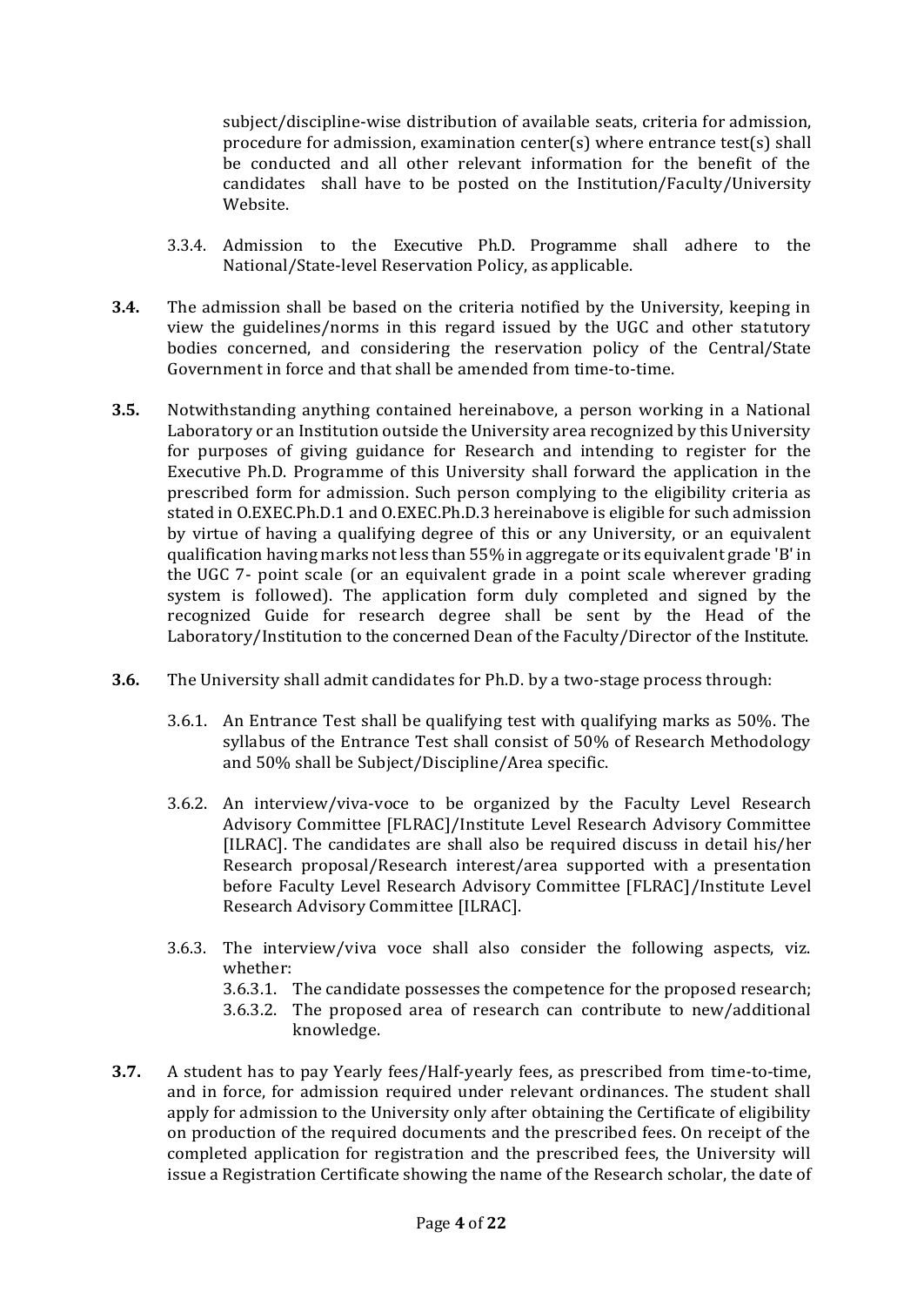subject/discipline-wise distribution of available seats, criteria for admission, procedure for admission, examination center(s) where entrance test(s) shall be conducted and all other relevant information for the benefit of the candidates shall have to be posted on the Institution/Faculty/University Website.

3.3.4. Admission to the Executive Ph.D. Programme shall adhere to the National/State-level Reservation Policy, as applicable.

**3.4.** The admission shall be based on the criteria notified by the University, keeping in view the guidelines/norms in this regard issued by the UGC and other statutory bodies concerned, and considering the reservation policy of the Central/State Government in force and that shall be amended from time-to-time.

**3.5.** Notwithstanding anything contained hereinabove, a person working in a National Laboratory or an Institution outside the University area recognized by this University for purposes of giving guidance for Research and intending to register for the Executive Ph.D. Programme of this University shall forward the application in the prescribed form for admission. Such person complying to the eligibility criteria as stated in O.EXEC.Ph.D.1 and O.EXEC.Ph.D.3 hereinabove is eligible for such admission by virtue of having a qualifying degree of this or any University, or an equivalent qualification having marks not less than 55% in aggregate or its equivalent grade 'B' in the UGC 7- point scale (or an equivalent grade in a point scale wherever grading system is followed). The application form duly completed and signed by the recognized Guide for research degree shall be sent by the Head of the Laboratory/Institution to the concerned Dean of the Faculty/Director of the Institute.

**3.6.** The University shall admit candidates for Ph.D. by a two-stage process through:

3.6.1. An Entrance Test shall be qualifying test with qualifying marks as 50%. The syllabus of the Entrance Test shall consist of 50% of Research Methodology and 50% shall be Subject/Discipline/Area specific.

3.6.2. An interview/viva-voce to be organized by the Faculty Level Research Advisory Committee [FLRAC]/Institute Level Research Advisory Committee [ILRAC]. The candidates are shall also be required discuss in detail his/her Research proposal/Research interest/area supported with a presentation before Faculty Level Research Advisory Committee [FLRAC]/Institute Level Research Advisory Committee [ILRAC].

3.6.3. The interview/viva voce shall also consider the following aspects, viz. whether:

3.6.3.1. The candidate possesses the competence for the proposed research;

3.6.3.2. The proposed area of research can contribute to new/additional knowledge.

**3.7.** A student has to pay Yearly fees/Half-yearly fees, as prescribed from time-to-time, and in force, for admission required under relevant ordinances. The student shall apply for admission to the University only after obtaining the Certificate of eligibility on production of the required documents and the prescribed fees. On receipt of the completed application for registration and the prescribed fees, the University will issue a Registration Certificate showing the name of the Research scholar, the date of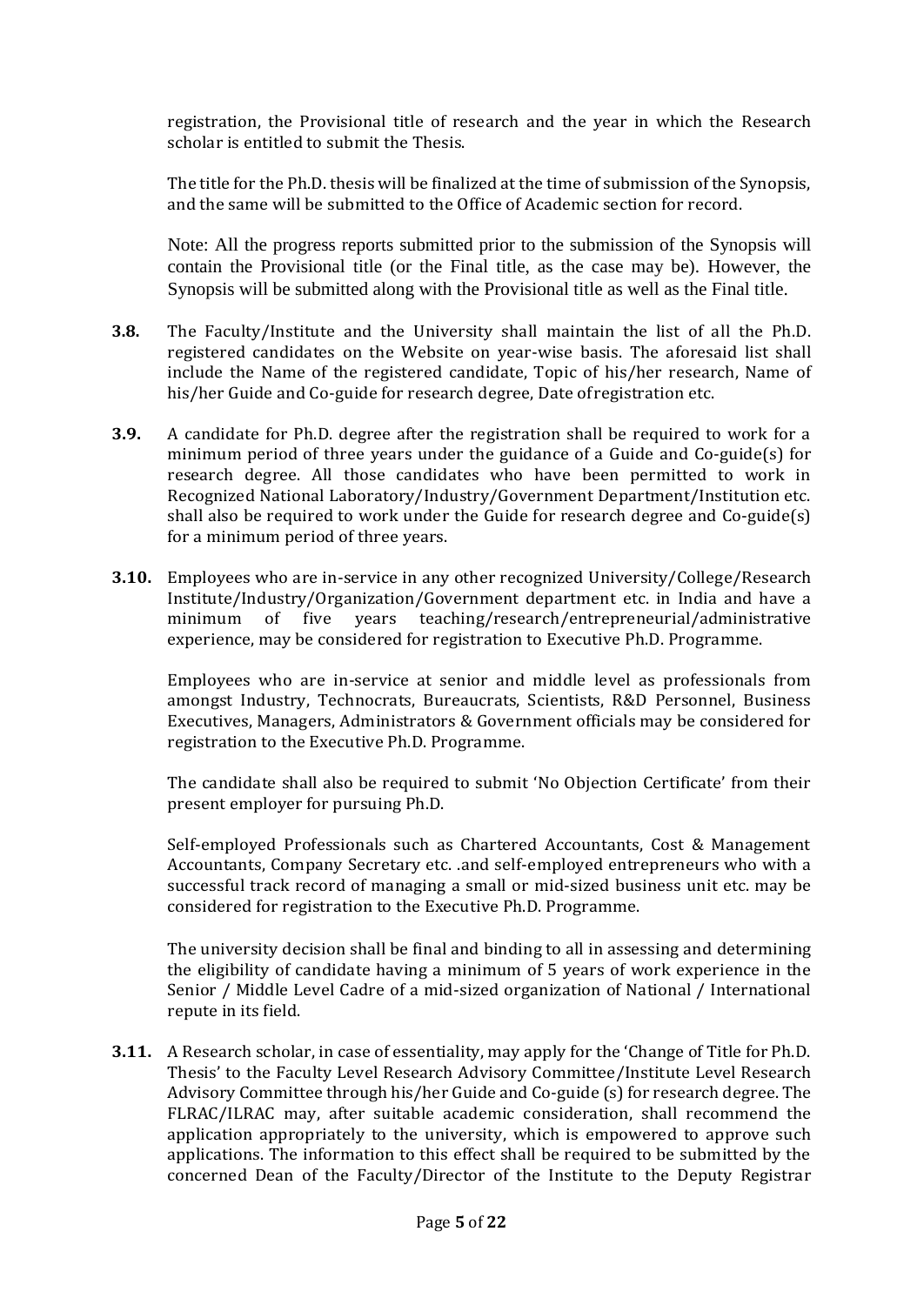registration, the Provisional title of research and the year in which the Research scholar is entitled to submit the Thesis.

The title for the Ph.D. thesis will be finalized at the time of submission of the Synopsis, and the same will be submitted to the Office of Academic section for record.

Note: All the progress reports submitted prior to the submission of the Synopsis will contain the Provisional title (or the Final title, as the case may be). However, the Synopsis will be submitted along with the Provisional title as well as the Final title.

**3.8.** The Faculty/Institute and the University shall maintain the list of all the Ph.D. registered candidates on the Website on year-wise basis. The aforesaid list shall include the Name of the registered candidate, Topic of his/her research, Name of his/her Guide and Co-guide for research degree, Date of registration etc.

**3.9.** A candidate for Ph.D. degree after the registration shall be required to work for a minimum period of three years under the guidance of a Guide and Co-guide(s) for research degree. All those candidates who have been permitted to work in Recognized National Laboratory/Industry/Government Department/Institution etc. shall also be required to work under the Guide for research degree and Co-guide(s) for a minimum period of three years.

**3.10.** Employees who are in-service in any other recognized University/College/Research Institute/Industry/Organization/Government department etc. in India and have a minimum of five years teaching/research/entrepreneurial/administrative experience, may be considered for registration to Executive Ph.D. Programme.

Employees who are in-service at senior and middle level as professionals from amongst Industry, Technocrats, Bureaucrats, Scientists, R&D Personnel, Business Executives, Managers, Administrators & Government officials may be considered for registration to the Executive Ph.D. Programme.

The candidate shall also be required to submit 'No Objection Certificate' from their present employer for pursuing Ph.D.

Self-employed Professionals such as Chartered Accountants, Cost & Management Accountants, Company Secretary etc. .and self-employed entrepreneurs who with a successful track record of managing a small or mid-sized business unit etc. may be considered for registration to the Executive Ph.D. Programme.

The university decision shall be final and binding to all in assessing and determining the eligibility of candidate having a minimum of 5 years of work experience in the Senior / Middle Level Cadre of a mid-sized organization of National / International repute in its field.

**3.11.** A Research scholar, in case of essentiality, may apply for the 'Change of Title for Ph.D. Thesis' to the Faculty Level Research Advisory Committee/Institute Level Research Advisory Committee through his/her Guide and Co-guide (s) for research degree. The FLRAC/ILRAC may, after suitable academic consideration, shall recommend the application appropriately to the university, which is empowered to approve such applications. The information to this effect shall be required to be submitted by the concerned Dean of the Faculty/Director of the Institute to the Deputy Registrar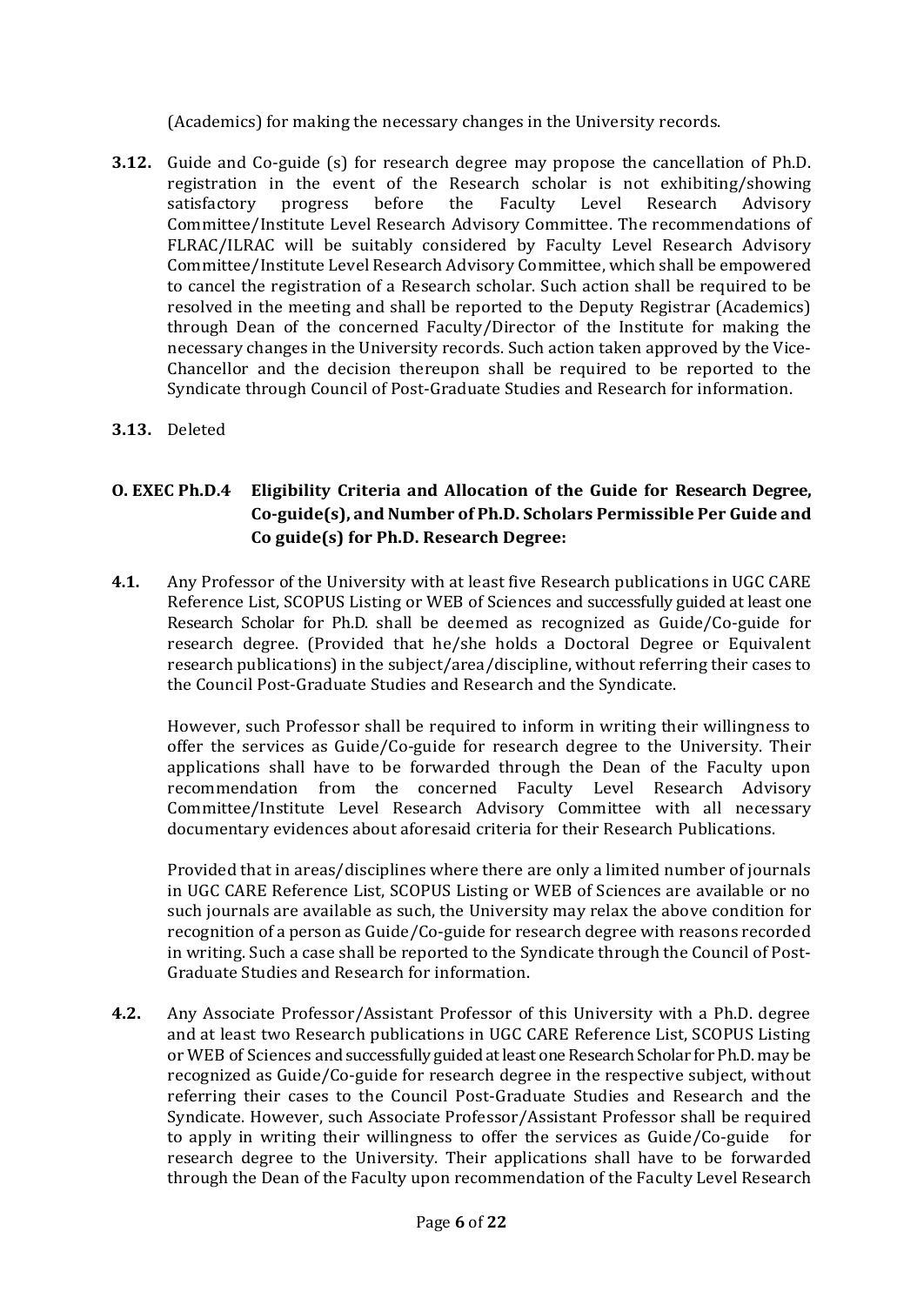(Academics) for making the necessary changes in the University records.

**3.12.** Guide and Co-guide (s) for research degree may propose the cancellation of Ph.D. registration in the event of the Research scholar is not exhibiting/showing satisfactory progress before the Faculty Level Research Advisory Committee/Institute Level Research Advisory Committee. The recommendations of FLRAC/ILRAC will be suitably considered by Faculty Level Research Advisory Committee/Institute Level Research Advisory Committee, which shall be empowered to cancel the registration of a Research scholar. Such action shall be required to be resolved in the meeting and shall be reported to the Deputy Registrar (Academics) through Dean of the concerned Faculty/Director of the Institute for making the necessary changes in the University records. Such action taken approved by the Vice-Chancellor and the decision thereupon shall be required to be reported to the Syndicate through Council of Post-Graduate Studies and Research for information.

**3.13.** Deleted

## O. EXEC Ph.D.4 Eligibility Criteria and Allocation of the Guide for Research Degree, Co-guide(s), and Number of Ph.D. Scholars Permissible Per Guide and Co guide(s) for Ph.D. Research Degree:

**4.1.** Any Professor of the University with at least five Research publications in UGC CARE Reference List, SCOPUS Listing or WEB of Sciences and successfully guided at least one Research Scholar for Ph.D. shall be deemed as recognized as Guide/Co-guide for research degree. (Provided that he/she holds a Doctoral Degree or Equivalent research publications) in the subject/area/discipline, without referring their cases to the Council Post-Graduate Studies and Research and the Syndicate.

However, such Professor shall be required to inform in writing their willingness to offer the services as Guide/Co-guide for research degree to the University. Their applications shall have to be forwarded through the Dean of the Faculty upon recommendation from the concerned Faculty Level Research Advisory Committee/Institute Level Research Advisory Committee with all necessary documentary evidences about aforesaid criteria for their Research Publications.

Provided that in areas/disciplines where there are only a limited number of journals in UGC CARE Reference List, SCOPUS Listing or WEB of Sciences are available or no such journals are available as such, the University may relax the above condition for recognition of a person as Guide/Co-guide for research degree with reasons recorded in writing. Such a case shall be reported to the Syndicate through the Council of Post-Graduate Studies and Research for information.

**4.2.** Any Associate Professor/Assistant Professor of this University with a Ph.D. degree and at least two Research publications in UGC CARE Reference List, SCOPUS Listing or WEB of Sciences and successfully guided at least one Research Scholar for Ph.D. may be recognized as Guide/Co-guide for research degree in the respective subject, without referring their cases to the Council Post-Graduate Studies and Research and the Syndicate. However, such Associate Professor/Assistant Professor shall be required to apply in writing their willingness to offer the services as Guide/Co-guide for research degree to the University. Their applications shall have to be forwarded through the Dean of the Faculty upon recommendation of the Faculty Level Research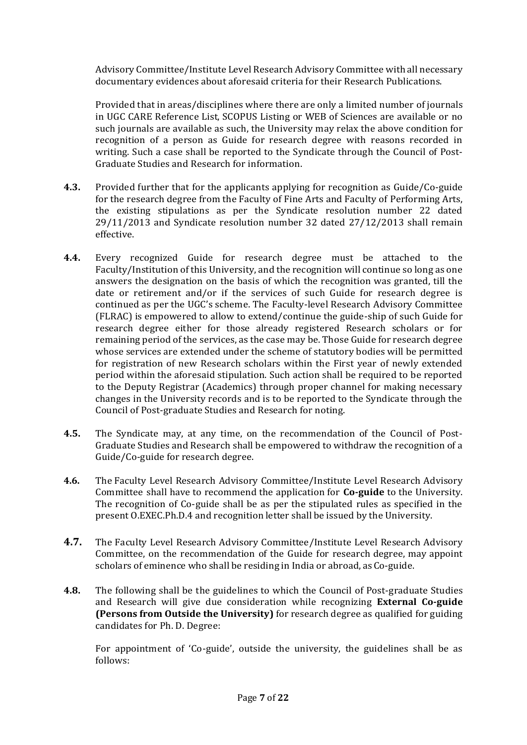Advisory Committee/Institute Level Research Advisory Committee with all necessary documentary evidences about aforesaid criteria for their Research Publications.

Provided that in areas/disciplines where there are only a limited number of journals in UGC CARE Reference List, SCOPUS Listing or WEB of Sciences are available or no such journals are available as such, the University may relax the above condition for recognition of a person as Guide for research degree with reasons recorded in writing. Such a case shall be reported to the Syndicate through the Council of Post-Graduate Studies and Research for information.

**4.3.** Provided further that for the applicants applying for recognition as Guide/Co-guide for the research degree from the Faculty of Fine Arts and Faculty of Performing Arts, the existing stipulations as per the Syndicate resolution number 22 dated 29/11/2013 and Syndicate resolution number 32 dated 27/12/2013 shall remain effective.

**4.4.** Every recognized Guide for research degree must be attached to the Faculty/Institution of this University, and the recognition will continue so long as one answers the designation on the basis of which the recognition was granted, till the date or retirement and/or if the services of such Guide for research degree is continued as per the UGC's scheme. The Faculty-level Research Advisory Committee (FLRAC) is empowered to allow to extend/continue the guide-ship of such Guide for research degree either for those already registered Research scholars or for remaining period of the services, as the case may be. Those Guide for research degree whose services are extended under the scheme of statutory bodies will be permitted for registration of new Research scholars within the First year of newly extended period within the aforesaid stipulation. Such action shall be required to be reported to the Deputy Registrar (Academics) through proper channel for making necessary changes in the University records and is to be reported to the Syndicate through the Council of Post-graduate Studies and Research for noting.

**4.5.** The Syndicate may, at any time, on the recommendation of the Council of Post-Graduate Studies and Research shall be empowered to withdraw the recognition of a Guide/Co-guide for research degree.

**4.6.** The Faculty Level Research Advisory Committee/Institute Level Research Advisory Committee shall have to recommend the application for **Co-guide** to the University. The recognition of Co-guide shall be as per the stipulated rules as specified in the present O.EXEC.Ph.D.4 and recognition letter shall be issued by the University.

**4.7.** The Faculty Level Research Advisory Committee/Institute Level Research Advisory Committee, on the recommendation of the Guide for research degree, may appoint scholars of eminence who shall be residing in India or abroad, as Co-guide.

**4.8.** The following shall be the guidelines to which the Council of Post-graduate Studies and Research will give due consideration while recognizing **External Co-guide (Persons from Outside the University)** for research degree as qualified for guiding candidates for Ph. D. Degree:

For appointment of 'Co-guide', outside the university, the guidelines shall be as follows: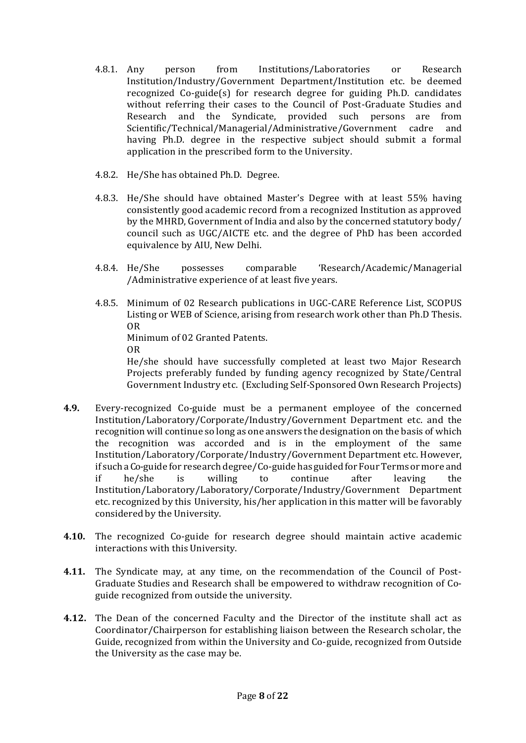4.8.1. Any person from Institutions/Laboratories or Research Institution/Industry/Government Department/Institution etc. be deemed recognized Co-guide(s) for research degree for guiding Ph.D. candidates without referring their cases to the Council of Post-Graduate Studies and Research and the Syndicate, provided such persons are from Scientific/Technical/Managerial/Administrative/Government cadre and having Ph.D. degree in the respective subject should submit a formal application in the prescribed form to the University.

4.8.2. He/She has obtained Ph.D. Degree.

4.8.3. He/She should have obtained Master's Degree with at least 55% having consistently good academic record from a recognized Institution as approved by the MHRD, Government of India and also by the concerned statutory body/ council such as UGC/AICTE etc. and the degree of PhD has been accorded equivalence by AIU, New Delhi.

4.8.4. He/She possesses comparable 'Research/Academic/Managerial /Administrative experience of at least five years.

4.8.5. Minimum of 02 Research publications in UGC-CARE Reference List, SCOPUS Listing or WEB of Science, arising from research work other than Ph.D Thesis.
OR
Minimum of 02 Granted Patents.
OR
He/she should have successfully completed at least two Major Research Projects preferably funded by funding agency recognized by State/Central Government Industry etc. (Excluding Self-Sponsored Own Research Projects)

**4.9.** Every-recognized Co-guide must be a permanent employee of the concerned Institution/Laboratory/Corporate/Industry/Government Department etc. and the recognition will continue so long as one answers the designation on the basis of which the recognition was accorded and is in the employment of the same Institution/Laboratory/Corporate/Industry/Government Department etc. However, if such a Co-guide for research degree/Co-guide has guided for Four Terms or more and if he/she is willing to continue after leaving the Institution/Laboratory/Laboratory/Corporate/Industry/Government Department etc. recognized by this University, his/her application in this matter will be favorably considered by the University.

**4.10.** The recognized Co-guide for research degree should maintain active academic interactions with this University.

**4.11.** The Syndicate may, at any time, on the recommendation of the Council of Post-Graduate Studies and Research shall be empowered to withdraw recognition of Co-guide recognized from outside the university.

**4.12.** The Dean of the concerned Faculty and the Director of the institute shall act as Coordinator/Chairperson for establishing liaison between the Research scholar, the Guide, recognized from within the University and Co-guide, recognized from Outside the University as the case may be.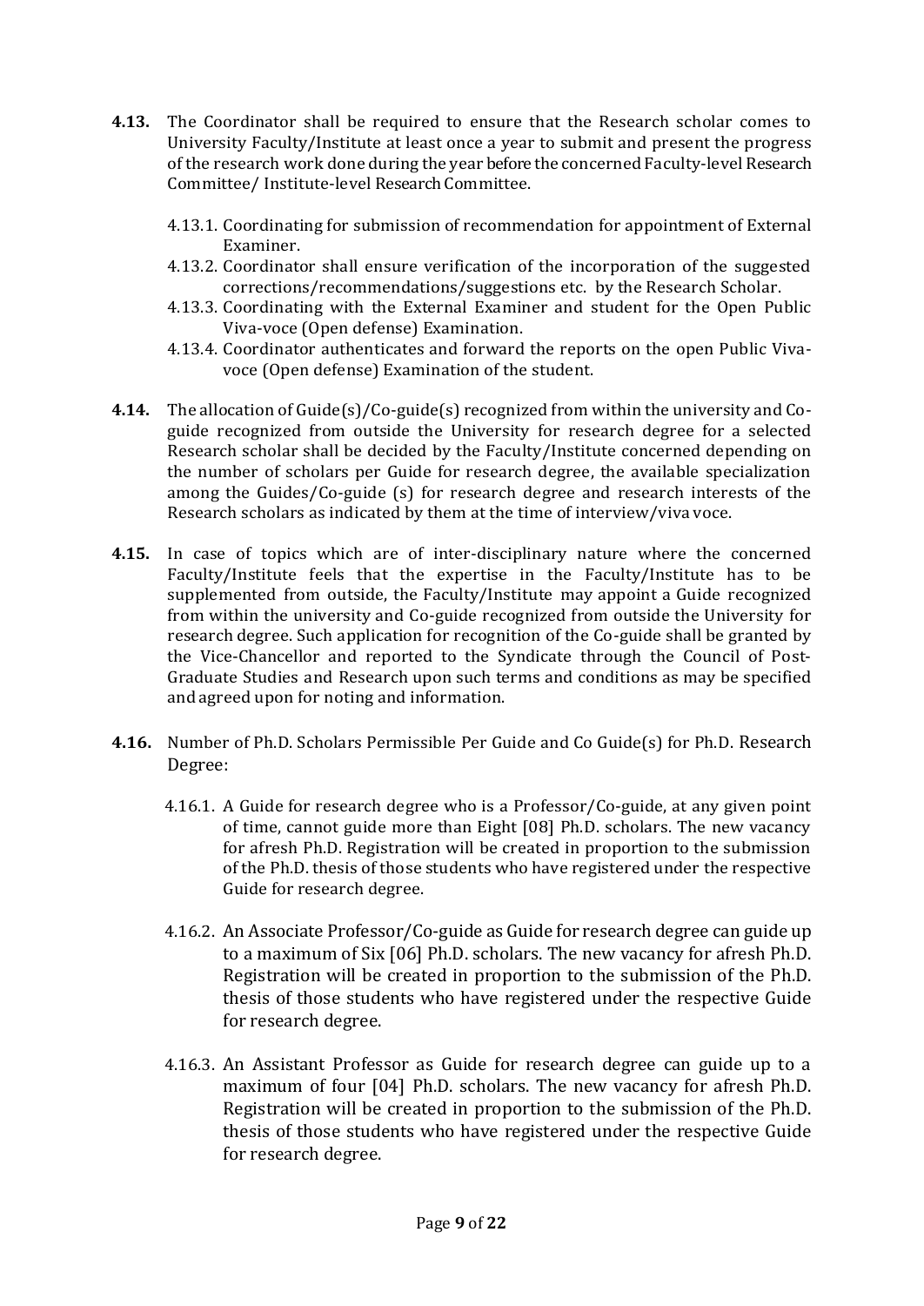**4.13.** The Coordinator shall be required to ensure that the Research scholar comes to University Faculty/Institute at least once a year to submit and present the progress of the research work done during the year before the concerned Faculty-level Research Committee/ Institute-level Research Committee.

4.13.1. Coordinating for submission of recommendation for appointment of External Examiner.

4.13.2. Coordinator shall ensure verification of the incorporation of the suggested corrections/recommendations/suggestions etc. by the Research Scholar.

4.13.3. Coordinating with the External Examiner and student for the Open Public Viva-voce (Open defense) Examination.

4.13.4. Coordinator authenticates and forward the reports on the open Public Viva-voce (Open defense) Examination of the student.

**4.14.** The allocation of Guide(s)/Co-guide(s) recognized from within the university and Co-guide recognized from outside the University for research degree for a selected Research scholar shall be decided by the Faculty/Institute concerned depending on the number of scholars per Guide for research degree, the available specialization among the Guides/Co-guide (s) for research degree and research interests of the Research scholars as indicated by them at the time of interview/viva voce.

**4.15.** In case of topics which are of inter-disciplinary nature where the concerned Faculty/Institute feels that the expertise in the Faculty/Institute has to be supplemented from outside, the Faculty/Institute may appoint a Guide recognized from within the university and Co-guide recognized from outside the University for research degree. Such application for recognition of the Co-guide shall be granted by the Vice-Chancellor and reported to the Syndicate through the Council of Post-Graduate Studies and Research upon such terms and conditions as may be specified and agreed upon for noting and information.

**4.16.** Number of Ph.D. Scholars Permissible Per Guide and Co Guide(s) for Ph.D. Research Degree:

4.16.1. A Guide for research degree who is a Professor/Co-guide, at any given point of time, cannot guide more than Eight [08] Ph.D. scholars. The new vacancy for afresh Ph.D. Registration will be created in proportion to the submission of the Ph.D. thesis of those students who have registered under the respective Guide for research degree.

4.16.2. An Associate Professor/Co-guide as Guide for research degree can guide up to a maximum of Six [06] Ph.D. scholars. The new vacancy for afresh Ph.D. Registration will be created in proportion to the submission of the Ph.D. thesis of those students who have registered under the respective Guide for research degree.

4.16.3. An Assistant Professor as Guide for research degree can guide up to a maximum of four [04] Ph.D. scholars. The new vacancy for afresh Ph.D. Registration will be created in proportion to the submission of the Ph.D. thesis of those students who have registered under the respective Guide for research degree.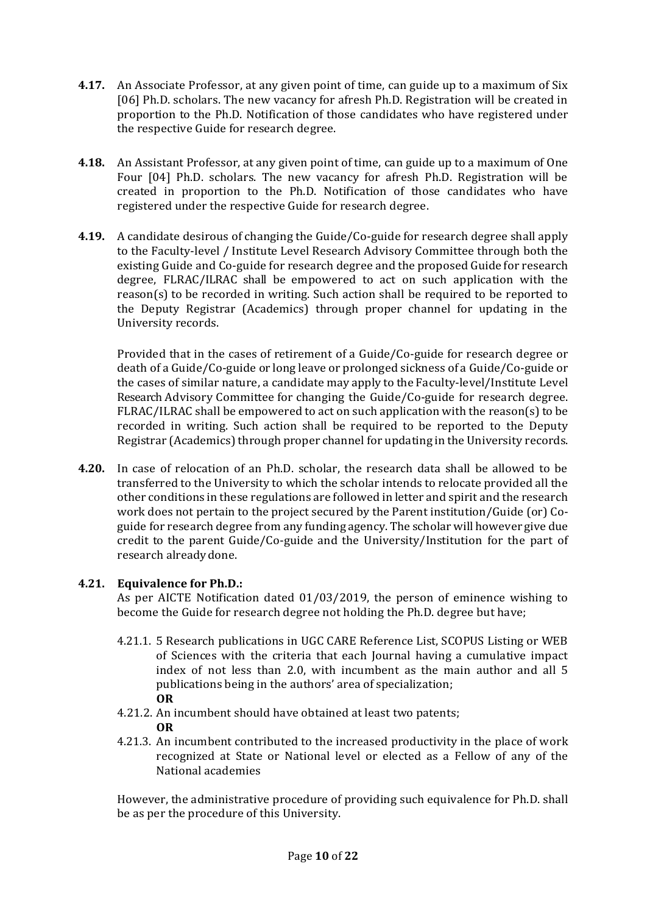**4.17.** An Associate Professor, at any given point of time, can guide up to a maximum of Six [06] Ph.D. scholars. The new vacancy for afresh Ph.D. Registration will be created in proportion to the Ph.D. Notification of those candidates who have registered under the respective Guide for research degree.

**4.18.** An Assistant Professor, at any given point of time, can guide up to a maximum of One Four [04] Ph.D. scholars. The new vacancy for afresh Ph.D. Registration will be created in proportion to the Ph.D. Notification of those candidates who have registered under the respective Guide for research degree.

**4.19.** A candidate desirous of changing the Guide/Co-guide for research degree shall apply to the Faculty-level / Institute Level Research Advisory Committee through both the existing Guide and Co-guide for research degree and the proposed Guide for research degree, FLRAC/ILRAC shall be empowered to act on such application with the reason(s) to be recorded in writing. Such action shall be required to be reported to the Deputy Registrar (Academics) through proper channel for updating in the University records.

Provided that in the cases of retirement of a Guide/Co-guide for research degree or death of a Guide/Co-guide or long leave or prolonged sickness of a Guide/Co-guide or the cases of similar nature, a candidate may apply to the Faculty-level/Institute Level Research Advisory Committee for changing the Guide/Co-guide for research degree. FLRAC/ILRAC shall be empowered to act on such application with the reason(s) to be recorded in writing. Such action shall be required to be reported to the Deputy Registrar (Academics) through proper channel for updating in the University records.

**4.20.** In case of relocation of an Ph.D. scholar, the research data shall be allowed to be transferred to the University to which the scholar intends to relocate provided all the other conditions in these regulations are followed in letter and spirit and the research work does not pertain to the project secured by the Parent institution/Guide (or) Co-guide for research degree from any funding agency. The scholar will however give due credit to the parent Guide/Co-guide and the University/Institution for the part of research already done.

**4.21. Equivalence for Ph.D.:**

As per AICTE Notification dated 01/03/2019, the person of eminence wishing to become the Guide for research degree not holding the Ph.D. degree but have;

4.21.1. 5 Research publications in UGC CARE Reference List, SCOPUS Listing or WEB of Sciences with the criteria that each Journal having a cumulative impact index of not less than 2.0, with incumbent as the main author and all 5 publications being in the authors' area of specialization;

**OR**

4.21.2. An incumbent should have obtained at least two patents;

**OR**

4.21.3. An incumbent contributed to the increased productivity in the place of work recognized at State or National level or elected as a Fellow of any of the National academies

However, the administrative procedure of providing such equivalence for Ph.D. shall be as per the procedure of this University.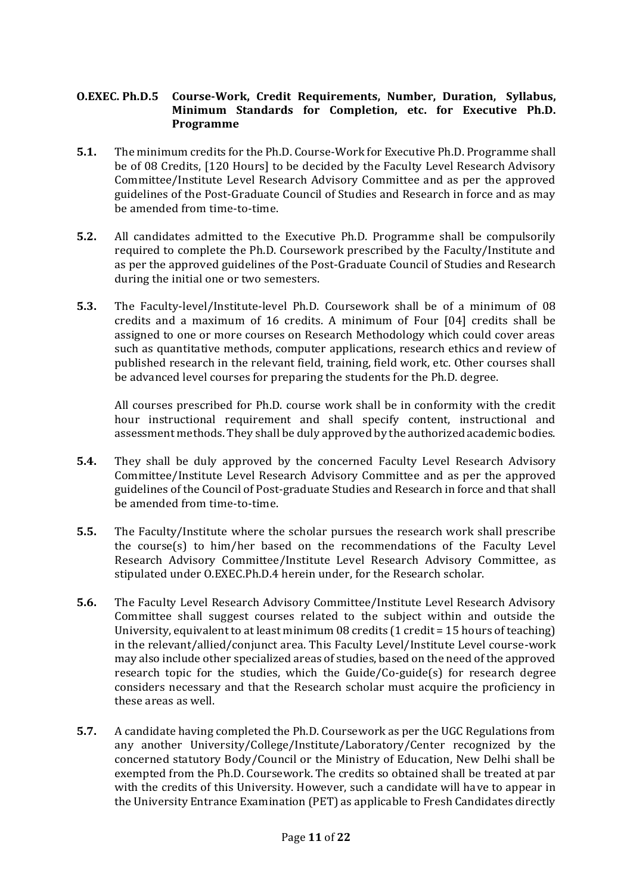**O.EXEC. Ph.D.5 Course-Work, Credit Requirements, Number, Duration, Syllabus, Minimum Standards for Completion, etc. for Executive Ph.D. Programme**

**5.1.** The minimum credits for the Ph.D. Course-Work for Executive Ph.D. Programme shall be of 08 Credits, [120 Hours] to be decided by the Faculty Level Research Advisory Committee/Institute Level Research Advisory Committee and as per the approved guidelines of the Post-Graduate Council of Studies and Research in force and as may be amended from time-to-time.

**5.2.** All candidates admitted to the Executive Ph.D. Programme shall be compulsorily required to complete the Ph.D. Coursework prescribed by the Faculty/Institute and as per the approved guidelines of the Post-Graduate Council of Studies and Research during the initial one or two semesters.

**5.3.** The Faculty-level/Institute-level Ph.D. Coursework shall be of a minimum of 08 credits and a maximum of 16 credits. A minimum of Four [04] credits shall be assigned to one or more courses on Research Methodology which could cover areas such as quantitative methods, computer applications, research ethics and review of published research in the relevant field, training, field work, etc. Other courses shall be advanced level courses for preparing the students for the Ph.D. degree.

All courses prescribed for Ph.D. course work shall be in conformity with the credit hour instructional requirement and shall specify content, instructional and assessment methods. They shall be duly approved by the authorized academic bodies.

**5.4.** They shall be duly approved by the concerned Faculty Level Research Advisory Committee/Institute Level Research Advisory Committee and as per the approved guidelines of the Council of Post-graduate Studies and Research in force and that shall be amended from time-to-time.

**5.5.** The Faculty/Institute where the scholar pursues the research work shall prescribe the course(s) to him/her based on the recommendations of the Faculty Level Research Advisory Committee/Institute Level Research Advisory Committee, as stipulated under O.EXEC.Ph.D.4 herein under, for the Research scholar.

**5.6.** The Faculty Level Research Advisory Committee/Institute Level Research Advisory Committee shall suggest courses related to the subject within and outside the University, equivalent to at least minimum 08 credits (1 credit = 15 hours of teaching) in the relevant/allied/conjunct area. This Faculty Level/Institute Level course-work may also include other specialized areas of studies, based on the need of the approved research topic for the studies, which the Guide/Co-guide(s) for research degree considers necessary and that the Research scholar must acquire the proficiency in these areas as well.

**5.7.** A candidate having completed the Ph.D. Coursework as per the UGC Regulations from any another University/College/Institute/Laboratory/Center recognized by the concerned statutory Body/Council or the Ministry of Education, New Delhi shall be exempted from the Ph.D. Coursework. The credits so obtained shall be treated at par with the credits of this University. However, such a candidate will have to appear in the University Entrance Examination (PET) as applicable to Fresh Candidates directly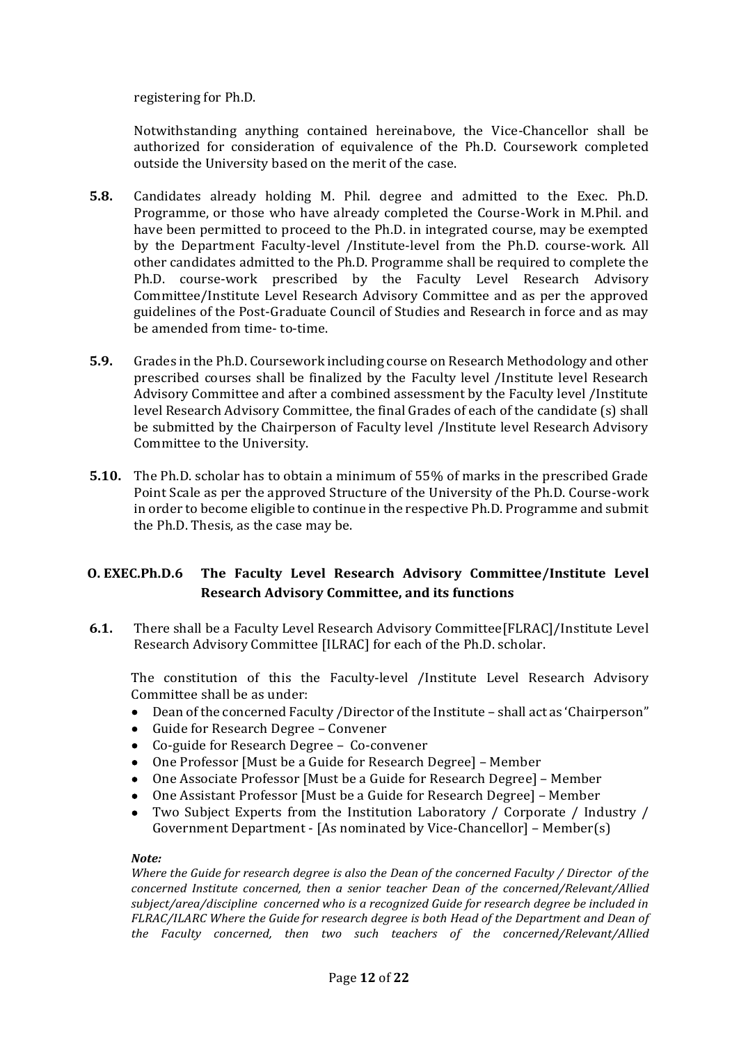registering for Ph.D.

Notwithstanding anything contained hereinabove, the Vice-Chancellor shall be authorized for consideration of equivalence of the Ph.D. Coursework completed outside the University based on the merit of the case.

**5.8.** Candidates already holding M. Phil. degree and admitted to the Exec. Ph.D. Programme, or those who have already completed the Course-Work in M.Phil. and have been permitted to proceed to the Ph.D. in integrated course, may be exempted by the Department Faculty-level /Institute-level from the Ph.D. course-work. All other candidates admitted to the Ph.D. Programme shall be required to complete the Ph.D. course-work prescribed by the Faculty Level Research Advisory Committee/Institute Level Research Advisory Committee and as per the approved guidelines of the Post-Graduate Council of Studies and Research in force and as may be amended from time- to-time.

**5.9.** Grades in the Ph.D. Coursework including course on Research Methodology and other prescribed courses shall be finalized by the Faculty level /Institute level Research Advisory Committee and after a combined assessment by the Faculty level /Institute level Research Advisory Committee, the final Grades of each of the candidate (s) shall be submitted by the Chairperson of Faculty level /Institute level Research Advisory Committee to the University.

**5.10.** The Ph.D. scholar has to obtain a minimum of 55% of marks in the prescribed Grade Point Scale as per the approved Structure of the University of the Ph.D. Course-work in order to become eligible to continue in the respective Ph.D. Programme and submit the Ph.D. Thesis, as the case may be.

## O. EXEC.Ph.D.6 The Faculty Level Research Advisory Committee/Institute Level Research Advisory Committee, and its functions

**6.1.** There shall be a Faculty Level Research Advisory Committee[FLRAC]/Institute Level Research Advisory Committee [ILRAC] for each of the Ph.D. scholar.

The constitution of this the Faculty-level /Institute Level Research Advisory Committee shall be as under:

- Dean of the concerned Faculty /Director of the Institute – shall act as 'Chairperson"
- Guide for Research Degree – Convener
- Co-guide for Research Degree – Co-convener
- One Professor [Must be a Guide for Research Degree] – Member
- One Associate Professor [Must be a Guide for Research Degree] – Member
- One Assistant Professor [Must be a Guide for Research Degree] – Member
- Two Subject Experts from the Institution Laboratory / Corporate / Industry / Government Department - [As nominated by Vice-Chancellor] – Member(s)

***Note:***

*Where the Guide for research degree is also the Dean of the concerned Faculty / Director of the concerned Institute concerned, then a senior teacher Dean of the concerned/Relevant/Allied subject/area/discipline concerned who is a recognized Guide for research degree be included in FLRAC/ILARC Where the Guide for research degree is both Head of the Department and Dean of the Faculty concerned, then two such teachers of the concerned/Relevant/Allied*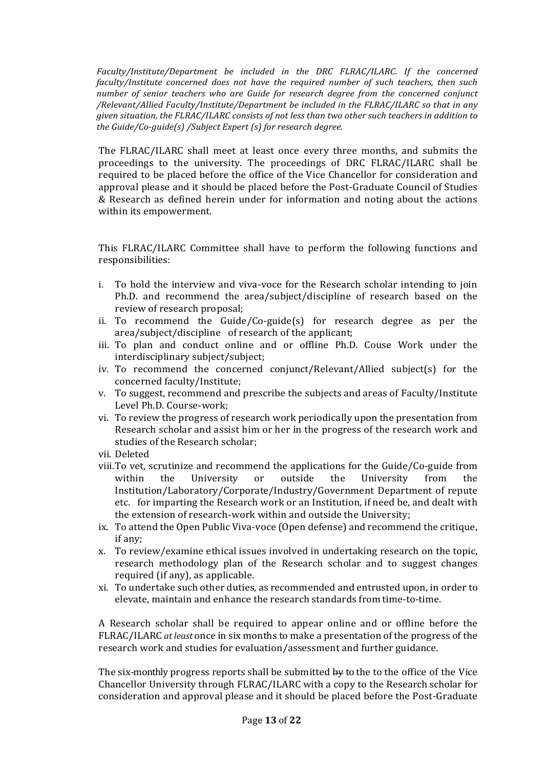*Faculty/Institute/Department be included in the DRC FLRAC/ILARC. If the concerned faculty/Institute concerned does not have the required number of such teachers, then such number of senior teachers who are Guide for research degree from the concerned conjunct /Relevant/Allied Faculty/Institute/Department be included in the FLRAC/ILARC so that in any given situation, the FLRAC/ILARC consists of not less than two other such teachers in addition to the Guide/Co-guide(s) /Subject Expert (s) for research degree.*

The FLRAC/ILARC shall meet at least once every three months, and submits the proceedings to the university. The proceedings of DRC FLRAC/ILARC shall be required to be placed before the office of the Vice Chancellor for consideration and approval please and it should be placed before the Post-Graduate Council of Studies & Research as defined herein under for information and noting about the actions within its empowerment.

This FLRAC/ILARC Committee shall have to perform the following functions and responsibilities:

i. To hold the interview and viva-voce for the Research scholar intending to join Ph.D. and recommend the area/subject/discipline of research based on the review of research proposal;
ii. To recommend the Guide/Co-guide(s) for research degree as per the area/subject/discipline of research of the applicant;
iii. To plan and conduct online and or offline Ph.D. Couse Work under the interdisciplinary subject/subject;
iv. To recommend the concerned conjunct/Relevant/Allied subject(s) for the concerned faculty/Institute;
v. To suggest, recommend and prescribe the subjects and areas of Faculty/Institute Level Ph.D. Course-work;
vi. To review the progress of research work periodically upon the presentation from Research scholar and assist him or her in the progress of the research work and studies of the Research scholar;
vii. Deleted
viii. To vet, scrutinize and recommend the applications for the Guide/Co-guide from within the University or outside the University from the Institution/Laboratory/Corporate/Industry/Government Department of repute etc. for imparting the Research work or an Institution, if need be, and dealt with the extension of research-work within and outside the University;
ix. To attend the Open Public Viva-voce (Open defense) and recommend the critique, if any;
x. To review/examine ethical issues involved in undertaking research on the topic, research methodology plan of the Research scholar and to suggest changes required (if any), as applicable.
xi. To undertake such other duties, as recommended and entrusted upon, in order to elevate, maintain and enhance the research standards from time-to-time.

A Research scholar shall be required to appear online and or offline before the FLRAC/ILARC *at least* once in six months to make a presentation of the progress of the research work and studies for evaluation/assessment and further guidance.

The six-monthly progress reports shall be submitted ~~by~~ to the to the office of the Vice Chancellor University through FLRAC/ILARC with a copy to the Research scholar for consideration and approval please and it should be placed before the Post-Graduate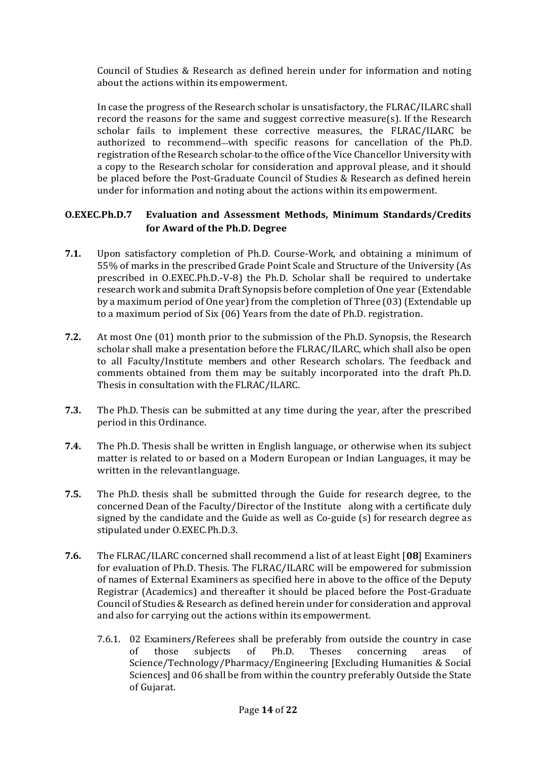Council of Studies & Research as defined herein under for information and noting about the actions within its empowerment.

In case the progress of the Research scholar is unsatisfactory, the FLRAC/ILARC shall record the reasons for the same and suggest corrective measure(s). If the Research scholar fails to implement these corrective measures, the FLRAC/ILARC be authorized to recommend—with specific reasons for cancellation of the Ph.D. registration of the Research scholar-to the office of the Vice Chancellor University with a copy to the Research scholar for consideration and approval please, and it should be placed before the Post-Graduate Council of Studies & Research as defined herein under for information and noting about the actions within its empowerment.

### O.EXEC.Ph.D.7 Evaluation and Assessment Methods, Minimum Standards/Credits for Award of the Ph.D. Degree

**7.1.** Upon satisfactory completion of Ph.D. Course-Work, and obtaining a minimum of 55% of marks in the prescribed Grade Point Scale and Structure of the University (As prescribed in O.EXEC.Ph.D.-V-8) the Ph.D. Scholar shall be required to undertake research work and submit a Draft Synopsis before completion of One year (Extendable by a maximum period of One year) from the completion of Three (03) (Extendable up to a maximum period of Six (06) Years from the date of Ph.D. registration.

**7.2.** At most One (01) month prior to the submission of the Ph.D. Synopsis, the Research scholar shall make a presentation before the FLRAC/ILARC, which shall also be open to all Faculty/Institute members and other Research scholars. The feedback and comments obtained from them may be suitably incorporated into the draft Ph.D. Thesis in consultation with the FLRAC/ILARC.

**7.3.** The Ph.D. Thesis can be submitted at any time during the year, after the prescribed period in this Ordinance.

**7.4.** The Ph.D. Thesis shall be written in English language, or otherwise when its subject matter is related to or based on a Modern European or Indian Languages, it may be written in the relevant language.

**7.5.** The Ph.D. thesis shall be submitted through the Guide for research degree, to the concerned Dean of the Faculty/Director of the Institute along with a certificate duly signed by the candidate and the Guide as well as Co-guide (s) for research degree as stipulated under O.EXEC.Ph.D.3.

**7.6.** The FLRAC/ILARC concerned shall recommend a list of at least Eight [**08**] Examiners for evaluation of Ph.D. Thesis. The FLRAC/ILARC will be empowered for submission of names of External Examiners as specified here in above to the office of the Deputy Registrar (Academics) and thereafter it should be placed before the Post-Graduate Council of Studies & Research as defined herein under for consideration and approval and also for carrying out the actions within its empowerment.

7.6.1. 02 Examiners/Referees shall be preferably from outside the country in case of those subjects of Ph.D. Theses concerning areas of Science/Technology/Pharmacy/Engineering [Excluding Humanities & Social Sciences] and 06 shall be from within the country preferably Outside the State of Gujarat.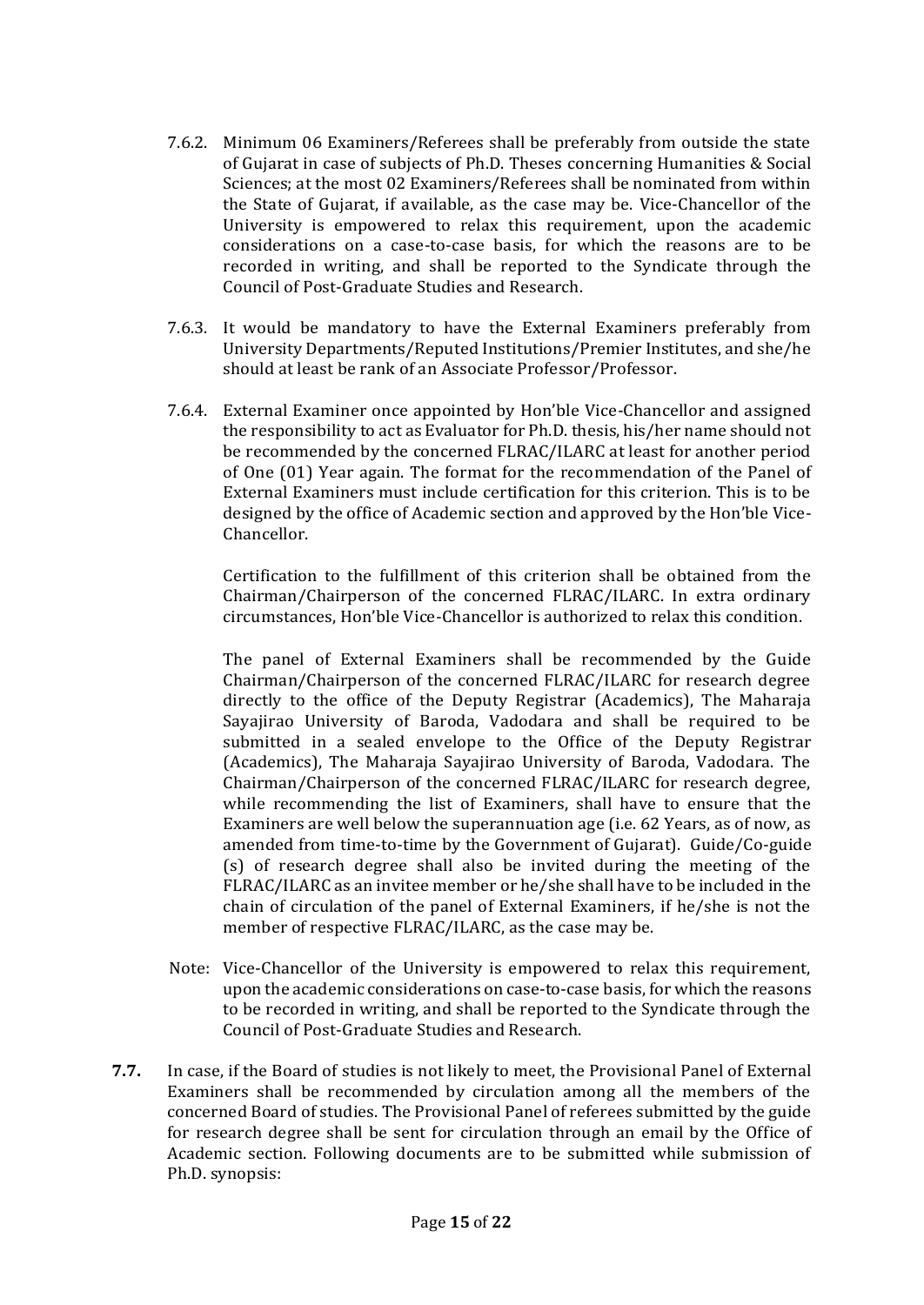7.6.2. Minimum 06 Examiners/Referees shall be preferably from outside the state of Gujarat in case of subjects of Ph.D. Theses concerning Humanities & Social Sciences; at the most 02 Examiners/Referees shall be nominated from within the State of Gujarat, if available, as the case may be. Vice-Chancellor of the University is empowered to relax this requirement, upon the academic considerations on a case-to-case basis, for which the reasons are to be recorded in writing, and shall be reported to the Syndicate through the Council of Post-Graduate Studies and Research.

7.6.3. It would be mandatory to have the External Examiners preferably from University Departments/Reputed Institutions/Premier Institutes, and she/he should at least be rank of an Associate Professor/Professor.

7.6.4. External Examiner once appointed by Hon'ble Vice-Chancellor and assigned the responsibility to act as Evaluator for Ph.D. thesis, his/her name should not be recommended by the concerned FLRAC/ILARC at least for another period of One (01) Year again. The format for the recommendation of the Panel of External Examiners must include certification for this criterion. This is to be designed by the office of Academic section and approved by the Hon'ble Vice-Chancellor.

Certification to the fulfillment of this criterion shall be obtained from the Chairman/Chairperson of the concerned FLRAC/ILARC. In extra ordinary circumstances, Hon'ble Vice-Chancellor is authorized to relax this condition.

The panel of External Examiners shall be recommended by the Guide Chairman/Chairperson of the concerned FLRAC/ILARC for research degree directly to the office of the Deputy Registrar (Academics), The Maharaja Sayajirao University of Baroda, Vadodara and shall be required to be submitted in a sealed envelope to the Office of the Deputy Registrar (Academics), The Maharaja Sayajirao University of Baroda, Vadodara. The Chairman/Chairperson of the concerned FLRAC/ILARC for research degree, while recommending the list of Examiners, shall have to ensure that the Examiners are well below the superannuation age (i.e. 62 Years, as of now, as amended from time-to-time by the Government of Gujarat). Guide/Co-guide (s) of research degree shall also be invited during the meeting of the FLRAC/ILARC as an invitee member or he/she shall have to be included in the chain of circulation of the panel of External Examiners, if he/she is not the member of respective FLRAC/ILARC, as the case may be.

Note: Vice-Chancellor of the University is empowered to relax this requirement, upon the academic considerations on case-to-case basis, for which the reasons to be recorded in writing, and shall be reported to the Syndicate through the Council of Post-Graduate Studies and Research.

**7.7.** In case, if the Board of studies is not likely to meet, the Provisional Panel of External Examiners shall be recommended by circulation among all the members of the concerned Board of studies. The Provisional Panel of referees submitted by the guide for research degree shall be sent for circulation through an email by the Office of Academic section. Following documents are to be submitted while submission of Ph.D. synopsis: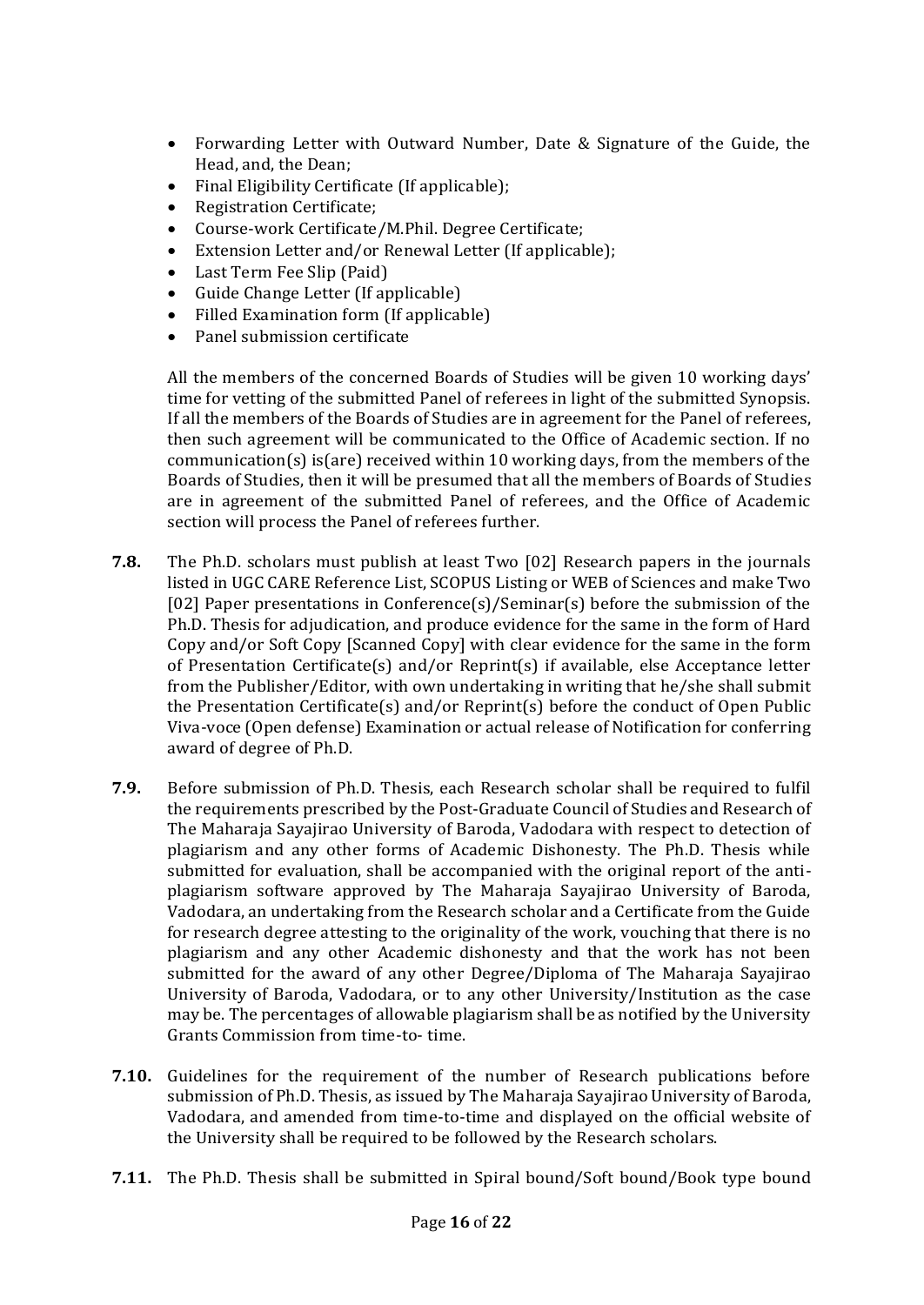- Forwarding Letter with Outward Number, Date & Signature of the Guide, the Head, and, the Dean;
- Final Eligibility Certificate (If applicable);
- Registration Certificate;
- Course-work Certificate/M.Phil. Degree Certificate;
- Extension Letter and/or Renewal Letter (If applicable);
- Last Term Fee Slip (Paid)
- Guide Change Letter (If applicable)
- Filled Examination form (If applicable)
- Panel submission certificate

All the members of the concerned Boards of Studies will be given 10 working days' time for vetting of the submitted Panel of referees in light of the submitted Synopsis. If all the members of the Boards of Studies are in agreement for the Panel of referees, then such agreement will be communicated to the Office of Academic section. If no communication(s) is(are) received within 10 working days, from the members of the Boards of Studies, then it will be presumed that all the members of Boards of Studies are in agreement of the submitted Panel of referees, and the Office of Academic section will process the Panel of referees further.

**7.8.** The Ph.D. scholars must publish at least Two [02] Research papers in the journals listed in UGC CARE Reference List, SCOPUS Listing or WEB of Sciences and make Two [02] Paper presentations in Conference(s)/Seminar(s) before the submission of the Ph.D. Thesis for adjudication, and produce evidence for the same in the form of Hard Copy and/or Soft Copy [Scanned Copy] with clear evidence for the same in the form of Presentation Certificate(s) and/or Reprint(s) if available, else Acceptance letter from the Publisher/Editor, with own undertaking in writing that he/she shall submit the Presentation Certificate(s) and/or Reprint(s) before the conduct of Open Public Viva-voce (Open defense) Examination or actual release of Notification for conferring award of degree of Ph.D.

**7.9.** Before submission of Ph.D. Thesis, each Research scholar shall be required to fulfil the requirements prescribed by the Post-Graduate Council of Studies and Research of The Maharaja Sayajirao University of Baroda, Vadodara with respect to detection of plagiarism and any other forms of Academic Dishonesty. The Ph.D. Thesis while submitted for evaluation, shall be accompanied with the original report of the anti-plagiarism software approved by The Maharaja Sayajirao University of Baroda, Vadodara, an undertaking from the Research scholar and a Certificate from the Guide for research degree attesting to the originality of the work, vouching that there is no plagiarism and any other Academic dishonesty and that the work has not been submitted for the award of any other Degree/Diploma of The Maharaja Sayajirao University of Baroda, Vadodara, or to any other University/Institution as the case may be. The percentages of allowable plagiarism shall be as notified by the University Grants Commission from time-to- time.

**7.10.** Guidelines for the requirement of the number of Research publications before submission of Ph.D. Thesis, as issued by The Maharaja Sayajirao University of Baroda, Vadodara, and amended from time-to-time and displayed on the official website of the University shall be required to be followed by the Research scholars.

**7.11.** The Ph.D. Thesis shall be submitted in Spiral bound/Soft bound/Book type bound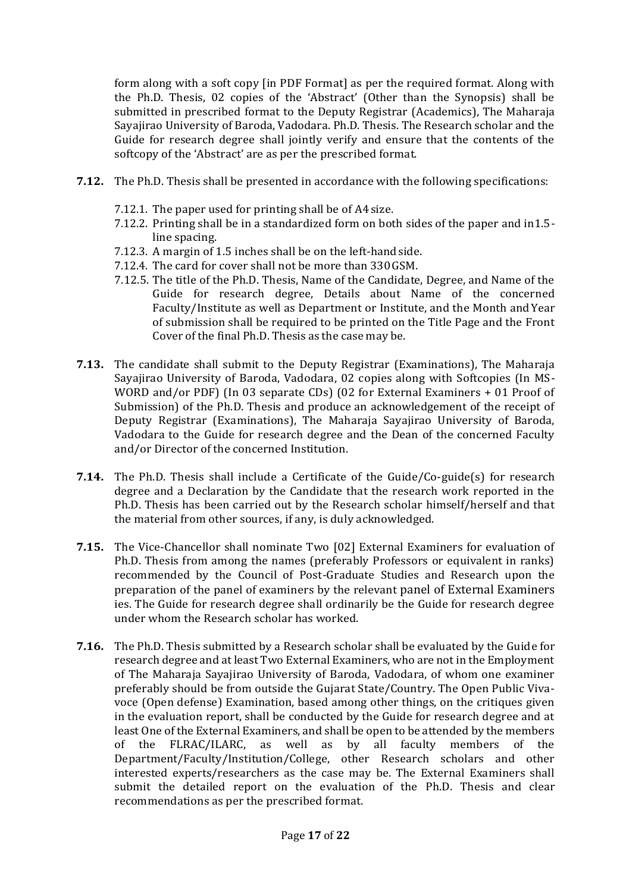form along with a soft copy [in PDF Format] as per the required format. Along with the Ph.D. Thesis, 02 copies of the 'Abstract' (Other than the Synopsis) shall be submitted in prescribed format to the Deputy Registrar (Academics), The Maharaja Sayajirao University of Baroda, Vadodara. Ph.D. Thesis. The Research scholar and the Guide for research degree shall jointly verify and ensure that the contents of the softcopy of the 'Abstract' are as per the prescribed format.

**7.12.** The Ph.D. Thesis shall be presented in accordance with the following specifications:

- 7.12.1. The paper used for printing shall be of A4 size.
- 7.12.2. Printing shall be in a standardized form on both sides of the paper and in1.5-line spacing.
- 7.12.3. A margin of 1.5 inches shall be on the left-hand side.
- 7.12.4. The card for cover shall not be more than 330GSM.
- 7.12.5. The title of the Ph.D. Thesis, Name of the Candidate, Degree, and Name of the Guide for research degree, Details about Name of the concerned Faculty/Institute as well as Department or Institute, and the Month and Year of submission shall be required to be printed on the Title Page and the Front Cover of the final Ph.D. Thesis as the case may be.

**7.13.** The candidate shall submit to the Deputy Registrar (Examinations), The Maharaja Sayajirao University of Baroda, Vadodara, 02 copies along with Softcopies (In MS-WORD and/or PDF) (In 03 separate CDs) (02 for External Examiners + 01 Proof of Submission) of the Ph.D. Thesis and produce an acknowledgement of the receipt of Deputy Registrar (Examinations), The Maharaja Sayajirao University of Baroda, Vadodara to the Guide for research degree and the Dean of the concerned Faculty and/or Director of the concerned Institution.

**7.14.** The Ph.D. Thesis shall include a Certificate of the Guide/Co-guide(s) for research degree and a Declaration by the Candidate that the research work reported in the Ph.D. Thesis has been carried out by the Research scholar himself/herself and that the material from other sources, if any, is duly acknowledged.

**7.15.** The Vice-Chancellor shall nominate Two [02] External Examiners for evaluation of Ph.D. Thesis from among the names (preferably Professors or equivalent in ranks) recommended by the Council of Post-Graduate Studies and Research upon the preparation of the panel of examiners by the relevant panel of External Examiners ies. The Guide for research degree shall ordinarily be the Guide for research degree under whom the Research scholar has worked.

**7.16.** The Ph.D. Thesis submitted by a Research scholar shall be evaluated by the Guide for research degree and at least Two External Examiners, who are not in the Employment of The Maharaja Sayajirao University of Baroda, Vadodara, of whom one examiner preferably should be from outside the Gujarat State/Country. The Open Public Viva-voce (Open defense) Examination, based among other things, on the critiques given in the evaluation report, shall be conducted by the Guide for research degree and at least One of the External Examiners, and shall be open to be attended by the members of the FLRAC/ILARC, as well as by all faculty members of the Department/Faculty/Institution/College, other Research scholars and other interested experts/researchers as the case may be. The External Examiners shall submit the detailed report on the evaluation of the Ph.D. Thesis and clear recommendations as per the prescribed format.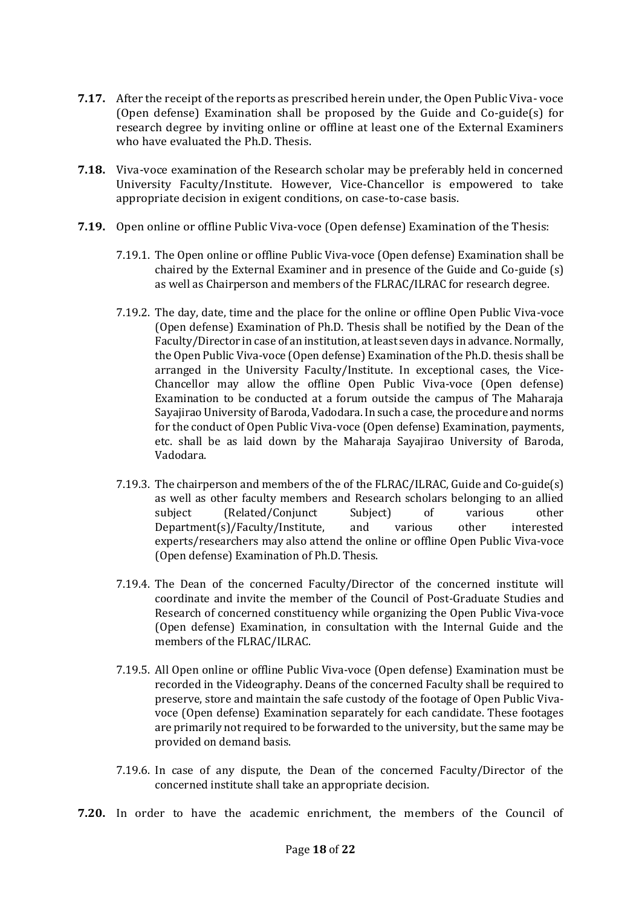**7.17.** After the receipt of the reports as prescribed herein under, the Open Public Viva- voce (Open defense) Examination shall be proposed by the Guide and Co-guide(s) for research degree by inviting online or offline at least one of the External Examiners who have evaluated the Ph.D. Thesis.

**7.18.** Viva-voce examination of the Research scholar may be preferably held in concerned University Faculty/Institute. However, Vice-Chancellor is empowered to take appropriate decision in exigent conditions, on case-to-case basis.

**7.19.** Open online or offline Public Viva-voce (Open defense) Examination of the Thesis:

7.19.1. The Open online or offline Public Viva-voce (Open defense) Examination shall be chaired by the External Examiner and in presence of the Guide and Co-guide (s) as well as Chairperson and members of the FLRAC/ILRAC for research degree.

7.19.2. The day, date, time and the place for the online or offline Open Public Viva-voce (Open defense) Examination of Ph.D. Thesis shall be notified by the Dean of the Faculty/Director in case of an institution, at least seven days in advance. Normally, the Open Public Viva-voce (Open defense) Examination of the Ph.D. thesis shall be arranged in the University Faculty/Institute. In exceptional cases, the Vice-Chancellor may allow the offline Open Public Viva-voce (Open defense) Examination to be conducted at a forum outside the campus of The Maharaja Sayajirao University of Baroda, Vadodara. In such a case, the procedure and norms for the conduct of Open Public Viva-voce (Open defense) Examination, payments, etc. shall be as laid down by the Maharaja Sayajirao University of Baroda, Vadodara.

7.19.3. The chairperson and members of the of the FLRAC/ILRAC, Guide and Co-guide(s) as well as other faculty members and Research scholars belonging to an allied subject (Related/Conjunct Subject) of various other Department(s)/Faculty/Institute, and various other interested experts/researchers may also attend the online or offline Open Public Viva-voce (Open defense) Examination of Ph.D. Thesis.

7.19.4. The Dean of the concerned Faculty/Director of the concerned institute will coordinate and invite the member of the Council of Post-Graduate Studies and Research of concerned constituency while organizing the Open Public Viva-voce (Open defense) Examination, in consultation with the Internal Guide and the members of the FLRAC/ILRAC.

7.19.5. All Open online or offline Public Viva-voce (Open defense) Examination must be recorded in the Videography. Deans of the concerned Faculty shall be required to preserve, store and maintain the safe custody of the footage of Open Public Viva-voce (Open defense) Examination separately for each candidate. These footages are primarily not required to be forwarded to the university, but the same may be provided on demand basis.

7.19.6. In case of any dispute, the Dean of the concerned Faculty/Director of the concerned institute shall take an appropriate decision.

**7.20.** In order to have the academic enrichment, the members of the Council of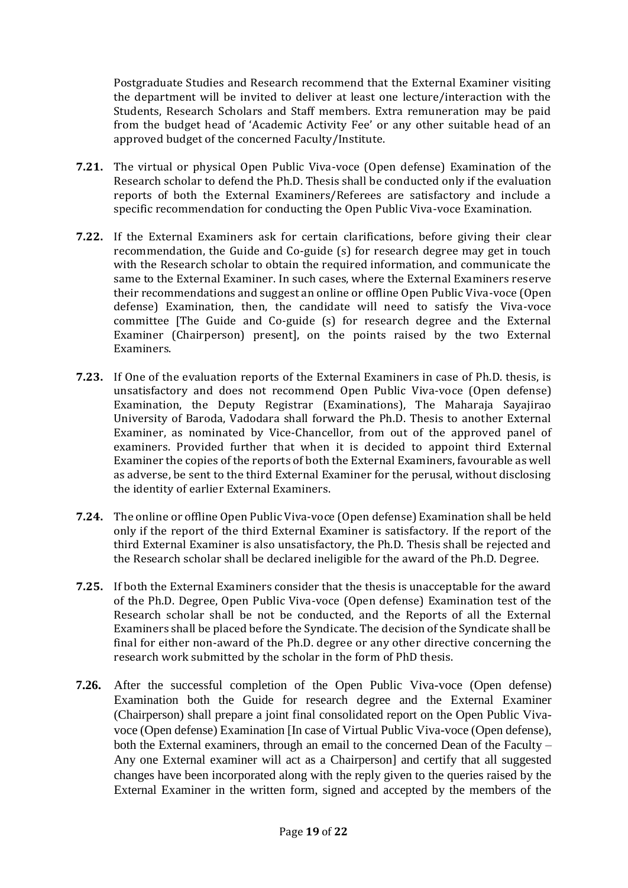Postgraduate Studies and Research recommend that the External Examiner visiting the department will be invited to deliver at least one lecture/interaction with the Students, Research Scholars and Staff members. Extra remuneration may be paid from the budget head of 'Academic Activity Fee' or any other suitable head of an approved budget of the concerned Faculty/Institute.

**7.21.** The virtual or physical Open Public Viva-voce (Open defense) Examination of the Research scholar to defend the Ph.D. Thesis shall be conducted only if the evaluation reports of both the External Examiners/Referees are satisfactory and include a specific recommendation for conducting the Open Public Viva-voce Examination.

**7.22.** If the External Examiners ask for certain clarifications, before giving their clear recommendation, the Guide and Co-guide (s) for research degree may get in touch with the Research scholar to obtain the required information, and communicate the same to the External Examiner. In such cases, where the External Examiners reserve their recommendations and suggest an online or offline Open Public Viva-voce (Open defense) Examination, then, the candidate will need to satisfy the Viva-voce committee [The Guide and Co-guide (s) for research degree and the External Examiner (Chairperson) present], on the points raised by the two External Examiners.

**7.23.** If One of the evaluation reports of the External Examiners in case of Ph.D. thesis, is unsatisfactory and does not recommend Open Public Viva-voce (Open defense) Examination, the Deputy Registrar (Examinations), The Maharaja Sayajirao University of Baroda, Vadodara shall forward the Ph.D. Thesis to another External Examiner, as nominated by Vice-Chancellor, from out of the approved panel of examiners. Provided further that when it is decided to appoint third External Examiner the copies of the reports of both the External Examiners, favourable as well as adverse, be sent to the third External Examiner for the perusal, without disclosing the identity of earlier External Examiners.

**7.24.** The online or offline Open Public Viva-voce (Open defense) Examination shall be held only if the report of the third External Examiner is satisfactory. If the report of the third External Examiner is also unsatisfactory, the Ph.D. Thesis shall be rejected and the Research scholar shall be declared ineligible for the award of the Ph.D. Degree.

**7.25.** If both the External Examiners consider that the thesis is unacceptable for the award of the Ph.D. Degree, Open Public Viva-voce (Open defense) Examination test of the Research scholar shall be not be conducted, and the Reports of all the External Examiners shall be placed before the Syndicate. The decision of the Syndicate shall be final for either non-award of the Ph.D. degree or any other directive concerning the research work submitted by the scholar in the form of PhD thesis.

**7.26.** After the successful completion of the Open Public Viva-voce (Open defense) Examination both the Guide for research degree and the External Examiner (Chairperson) shall prepare a joint final consolidated report on the Open Public Viva-voce (Open defense) Examination [In case of Virtual Public Viva-voce (Open defense), both the External examiners, through an email to the concerned Dean of the Faculty – Any one External examiner will act as a Chairperson] and certify that all suggested changes have been incorporated along with the reply given to the queries raised by the External Examiner in the written form, signed and accepted by the members of the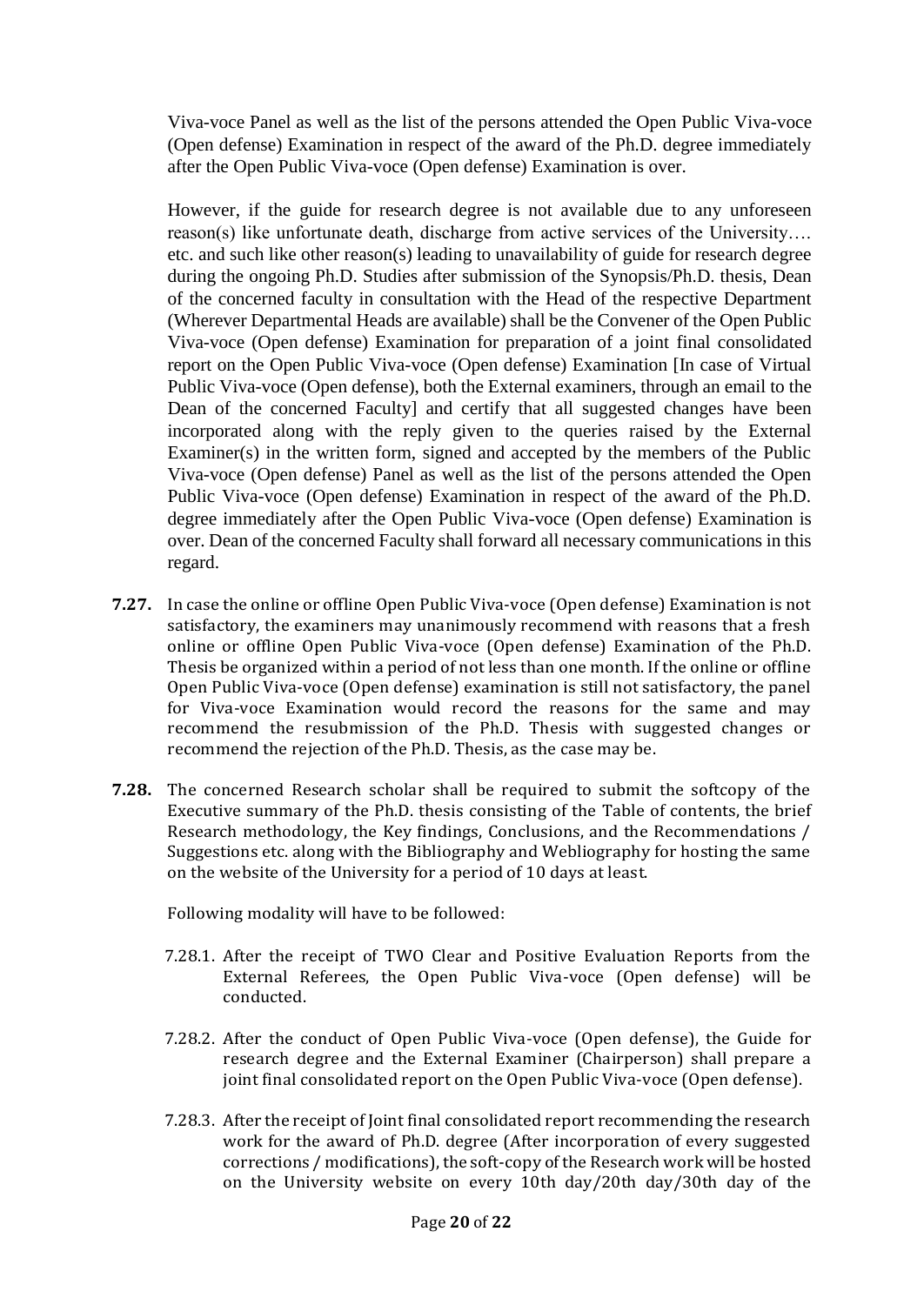Viva-voce Panel as well as the list of the persons attended the Open Public Viva-voce (Open defense) Examination in respect of the award of the Ph.D. degree immediately after the Open Public Viva-voce (Open defense) Examination is over.

However, if the guide for research degree is not available due to any unforeseen reason(s) like unfortunate death, discharge from active services of the University…. etc. and such like other reason(s) leading to unavailability of guide for research degree during the ongoing Ph.D. Studies after submission of the Synopsis/Ph.D. thesis, Dean of the concerned faculty in consultation with the Head of the respective Department (Wherever Departmental Heads are available) shall be the Convener of the Open Public Viva-voce (Open defense) Examination for preparation of a joint final consolidated report on the Open Public Viva-voce (Open defense) Examination [In case of Virtual Public Viva-voce (Open defense), both the External examiners, through an email to the Dean of the concerned Faculty] and certify that all suggested changes have been incorporated along with the reply given to the queries raised by the External Examiner(s) in the written form, signed and accepted by the members of the Public Viva-voce (Open defense) Panel as well as the list of the persons attended the Open Public Viva-voce (Open defense) Examination in respect of the award of the Ph.D. degree immediately after the Open Public Viva-voce (Open defense) Examination is over. Dean of the concerned Faculty shall forward all necessary communications in this regard.

**7.27.** In case the online or offline Open Public Viva-voce (Open defense) Examination is not satisfactory, the examiners may unanimously recommend with reasons that a fresh online or offline Open Public Viva-voce (Open defense) Examination of the Ph.D. Thesis be organized within a period of not less than one month. If the online or offline Open Public Viva-voce (Open defense) examination is still not satisfactory, the panel for Viva-voce Examination would record the reasons for the same and may recommend the resubmission of the Ph.D. Thesis with suggested changes or recommend the rejection of the Ph.D. Thesis, as the case may be.

**7.28.** The concerned Research scholar shall be required to submit the softcopy of the Executive summary of the Ph.D. thesis consisting of the Table of contents, the brief Research methodology, the Key findings, Conclusions, and the Recommendations / Suggestions etc. along with the Bibliography and Webliography for hosting the same on the website of the University for a period of 10 days at least.

Following modality will have to be followed:

7.28.1. After the receipt of TWO Clear and Positive Evaluation Reports from the External Referees, the Open Public Viva-voce (Open defense) will be conducted.

7.28.2. After the conduct of Open Public Viva-voce (Open defense), the Guide for research degree and the External Examiner (Chairperson) shall prepare a joint final consolidated report on the Open Public Viva-voce (Open defense).

7.28.3. After the receipt of Joint final consolidated report recommending the research work for the award of Ph.D. degree (After incorporation of every suggested corrections / modifications), the soft-copy of the Research work will be hosted on the University website on every 10th day/20th day/30th day of the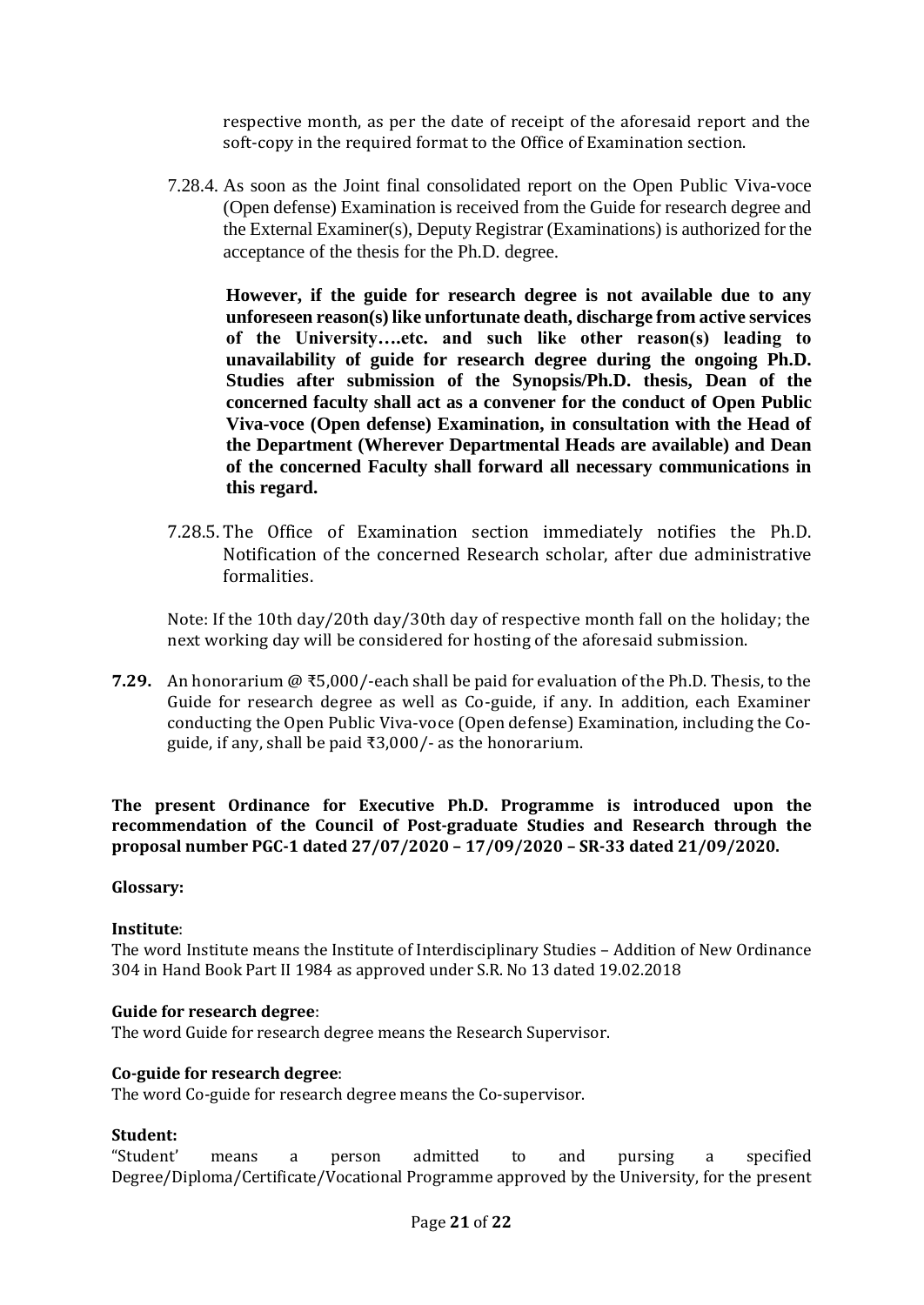respective month, as per the date of receipt of the aforesaid report and the soft-copy in the required format to the Office of Examination section.

7.28.4. As soon as the Joint final consolidated report on the Open Public Viva-voce (Open defense) Examination is received from the Guide for research degree and the External Examiner(s), Deputy Registrar (Examinations) is authorized for the acceptance of the thesis for the Ph.D. degree.

**However, if the guide for research degree is not available due to any unforeseen reason(s) like unfortunate death, discharge from active services of the University….etc. and such like other reason(s) leading to unavailability of guide for research degree during the ongoing Ph.D. Studies after submission of the Synopsis/Ph.D. thesis, Dean of the concerned faculty shall act as a convener for the conduct of Open Public Viva-voce (Open defense) Examination, in consultation with the Head of the Department (Wherever Departmental Heads are available) and Dean of the concerned Faculty shall forward all necessary communications in this regard.**

7.28.5. The Office of Examination section immediately notifies the Ph.D. Notification of the concerned Research scholar, after due administrative formalities.

Note: If the 10th day/20th day/30th day of respective month fall on the holiday; the next working day will be considered for hosting of the aforesaid submission.

**7.29.** An honorarium @ ₹5,000/-each shall be paid for evaluation of the Ph.D. Thesis, to the Guide for research degree as well as Co-guide, if any. In addition, each Examiner conducting the Open Public Viva-voce (Open defense) Examination, including the Co-guide, if any, shall be paid ₹3,000/- as the honorarium.

**The present Ordinance for Executive Ph.D. Programme is introduced upon the recommendation of the Council of Post-graduate Studies and Research through the proposal number PGC-1 dated 27/07/2020 – 17/09/2020 – SR-33 dated 21/09/2020.**

**Glossary:**

**Institute**:
The word Institute means the Institute of Interdisciplinary Studies – Addition of New Ordinance 304 in Hand Book Part II 1984 as approved under S.R. No 13 dated 19.02.2018

**Guide for research degree**:
The word Guide for research degree means the Research Supervisor.

**Co-guide for research degree**:
The word Co-guide for research degree means the Co-supervisor.

**Student:**
"Student' means a person admitted to and pursing a specified Degree/Diploma/Certificate/Vocational Programme approved by the University, for the present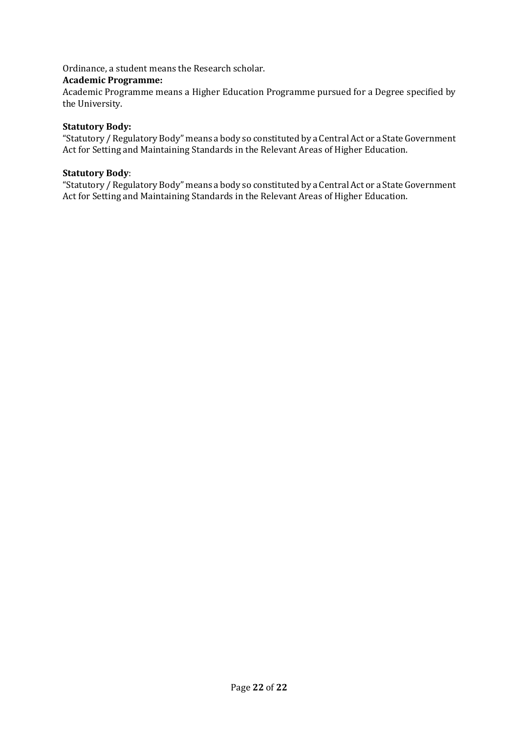Ordinance, a student means the Research scholar.

**Academic Programme:**

Academic Programme means a Higher Education Programme pursued for a Degree specified by the University.

**Statutory Body:**

"Statutory / Regulatory Body" means a body so constituted by a Central Act or a State Government Act for Setting and Maintaining Standards in the Relevant Areas of Higher Education.

**Statutory Body**:

"Statutory / Regulatory Body" means a body so constituted by a Central Act or a State Government Act for Setting and Maintaining Standards in the Relevant Areas of Higher Education.